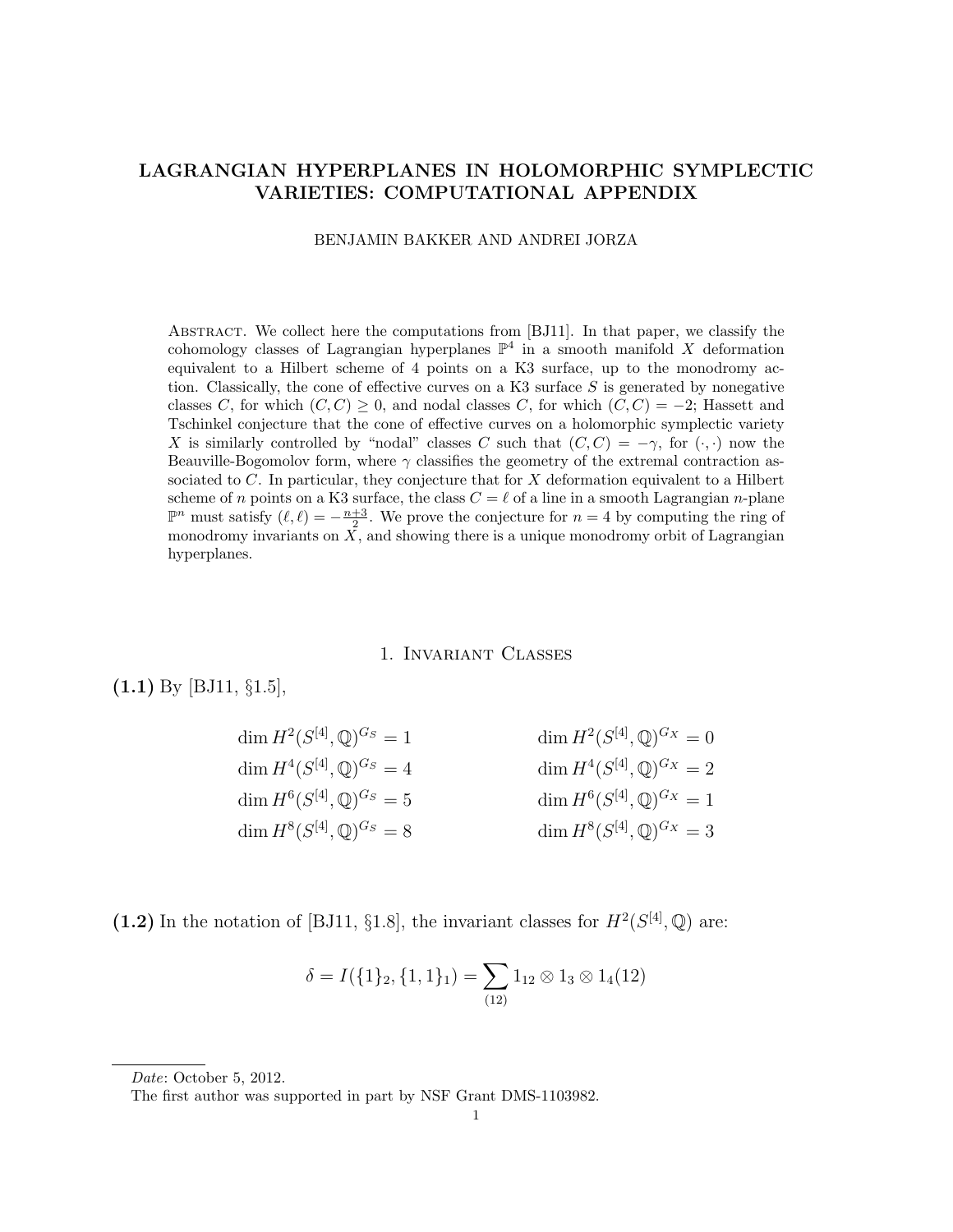# LAGRANGIAN HYPERPLANES IN HOLOMORPHIC SYMPLECTIC VARIETIES: COMPUTATIONAL APPENDIX

BENJAMIN BAKKER AND ANDREI JORZA

Abstract. We collect here the computations from [BJ11]. In that paper, we classify the cohomology classes of Lagrangian hyperplanes $\mathbb{P}^4$ in a smooth manifold $X$ deformation equivalent to a Hilbert scheme of 4 points on a K3 surface, up to the monodromy action. Classically, the cone of effective curves on a K3 surface $S$ is generated by nonegative classes $C$, for which $(C, C) \geq 0$, and nodal classes $C$, for which $(C, C) = -2$; Hassett and Tschinkel conjecture that the cone of effective curves on a holomorphic symplectic variety $X$ is similarly controlled by "nodal" classes $C$ such that $(C, C) = -\gamma$, for $(\cdot, \cdot)$ now the Beauville-Bogomolov form, where $\gamma$ classifies the geometry of the extremal contraction associated to $C$. In particular, they conjecture that for $X$ deformation equivalent to a Hilbert scheme of $n$ points on a K3 surface, the class $C = \ell$ of a line in a smooth Lagrangian $n$-plane $\mathbb{P}^n$ must satisfy $(\ell, \ell) = -\frac{n+3}{2}$. We prove the conjecture for $n = 4$ by computing the ring of monodromy invariants on $X$, and showing there is a unique monodromy orbit of Lagrangian hyperplanes.

## 1. Invariant Classes

**(1.1)** By [BJ11, §1.5],

$$
\begin{aligned}
\dim H^2(S^{[4]}, \mathbb{Q})^{G_S} &= 1 & \qquad \dim H^2(S^{[4]}, \mathbb{Q})^{G_X} &= 0 \\
\dim H^4(S^{[4]}, \mathbb{Q})^{G_S} &= 4 & \qquad \dim H^4(S^{[4]}, \mathbb{Q})^{G_X} &= 2 \\
\dim H^6(S^{[4]}, \mathbb{Q})^{G_S} &= 5 & \qquad \dim H^6(S^{[4]}, \mathbb{Q})^{G_X} &= 1 \\
\dim H^8(S^{[4]}, \mathbb{Q})^{G_S} &= 8 & \qquad \dim H^8(S^{[4]}, \mathbb{Q})^{G_X} &= 3
\end{aligned}
$$

**(1.2)** In the notation of [BJ11, §1.8], the invariant classes for $H^2(S^{[4]}, \mathbb{Q})$ are:

$$\delta = I(\{1\}_2, \{1, 1\}_1) = \sum_{(12)} 1_{12} \otimes 1_3 \otimes 1_4(12)$$

*Date*: October 5, 2012.

The first author was supported in part by NSF Grant DMS-1103982.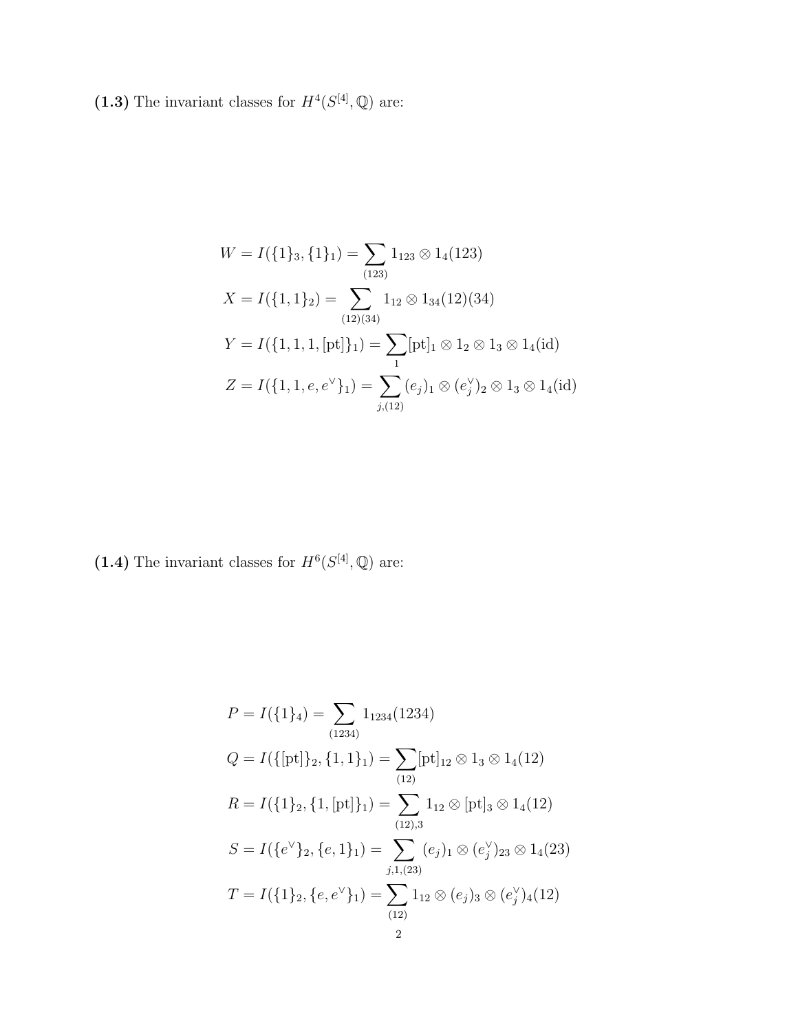**(1.3)** The invariant classes for $H^4(S^{[4]}, \mathbb{Q})$ are:

$$
\begin{aligned}
W &= I(\{1\}_3, \{1\}_1) = \sum_{(123)} 1_{123} \otimes 1_4(123) \\
X &= I(\{1,1\}_2) = \sum_{(12)(34)} 1_{12} \otimes 1_{34}(12)(34) \\
Y &= I(\{1,1,1,[\mathrm{pt}]\}_1) = \sum_{1} [\mathrm{pt}]_1 \otimes 1_2 \otimes 1_3 \otimes 1_4(\mathrm{id}) \\
Z &= I(\{1,1,e,e^\vee\}_1) = \sum_{j,(12)} (e_j)_1 \otimes (e_j^\vee)_2 \otimes 1_3 \otimes 1_4(\mathrm{id})
\end{aligned}
$$

**(1.4)** The invariant classes for $H^6(S^{[4]}, \mathbb{Q})$ are:

$$
\begin{aligned}
P &= I(\{1\}_4) = \sum_{(1234)} 1_{1234}(1234) \\
Q &= I(\{[\mathrm{pt}]\}_2, \{1,1\}_1) = \sum_{(12)} [\mathrm{pt}]_{12} \otimes 1_3 \otimes 1_4(12) \\
R &= I(\{1\}_2, \{1,[\mathrm{pt}]\}_1) = \sum_{(12),3} 1_{12} \otimes [\mathrm{pt}]_3 \otimes 1_4(12) \\
S &= I(\{e^\vee\}_2, \{e,1\}_1) = \sum_{j,1,(23)} (e_j)_1 \otimes (e_j^\vee)_{23} \otimes 1_4(23) \\
T &= I(\{1\}_2, \{e,e^\vee\}_1) = \sum_{(12)} 1_{12} \otimes (e_j)_3 \otimes (e_j^\vee)_4(12)
\end{aligned}
$$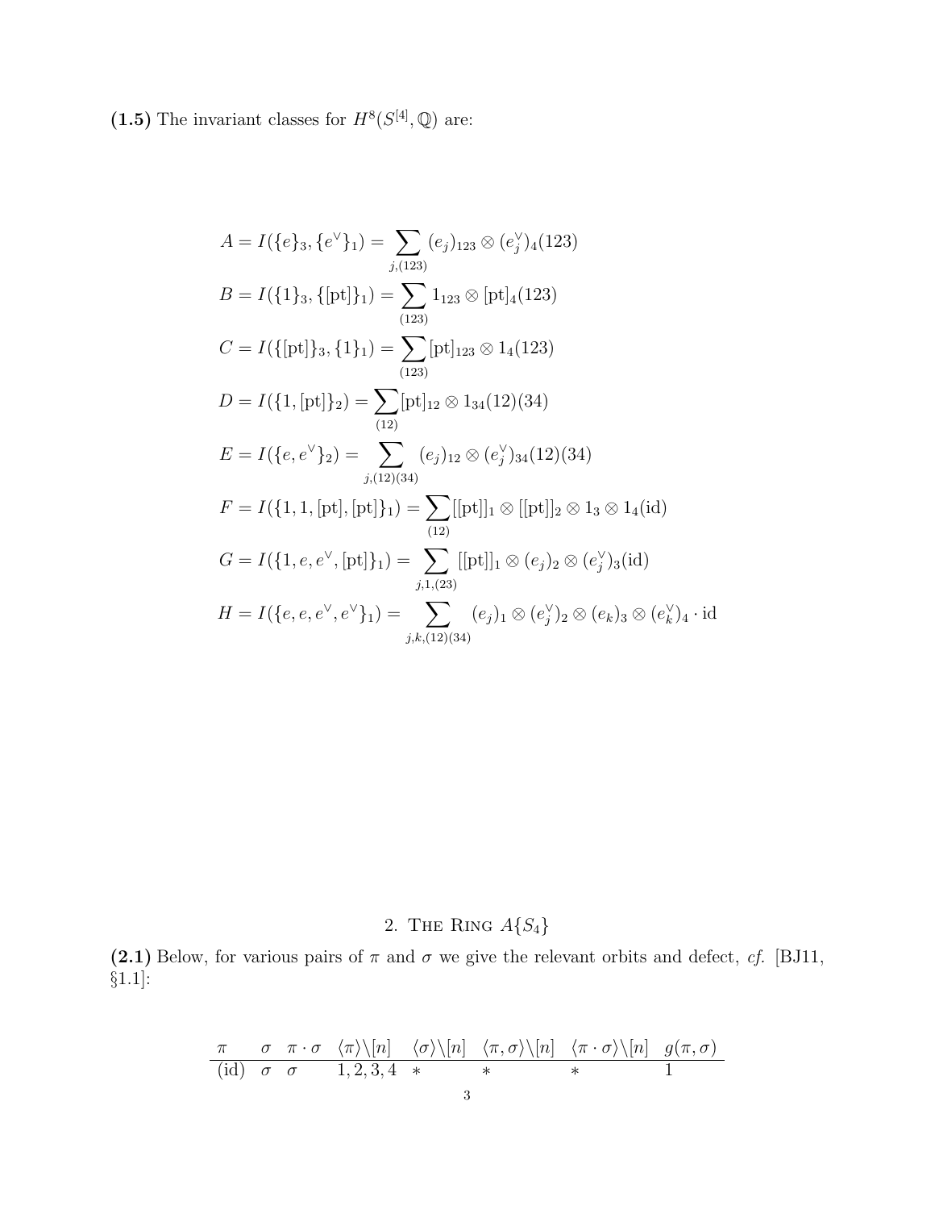**(1.5)** The invariant classes for $H^8(S^{[4]}, \mathbb{Q})$ are:

$$
\begin{aligned}
A &= I(\{e\}_3, \{e^\vee\}_1) = \sum_{j,(123)} (e_j)_{123} \otimes (e_j^\vee)_4 (123) \\
B &= I(\{1\}_3, \{[\mathrm{pt}]\}_1) = \sum_{(123)} 1_{123} \otimes [\mathrm{pt}]_4 (123) \\
C &= I(\{[\mathrm{pt}]\}_3, \{1\}_1) = \sum_{(123)} [\mathrm{pt}]_{123} \otimes 1_4 (123) \\
D &= I(\{1, [\mathrm{pt}]\}_2) = \sum_{(12)} [\mathrm{pt}]_{12} \otimes 1_{34} (12)(34) \\
E &= I(\{e, e^\vee\}_2) = \sum_{j,(12)(34)} (e_j)_{12} \otimes (e_j^\vee)_{34} (12)(34) \\
F &= I(\{1, 1, [\mathrm{pt}], [\mathrm{pt}]\}_1) = \sum_{(12)} [[\mathrm{pt}]]_1 \otimes [[\mathrm{pt}]]_2 \otimes 1_3 \otimes 1_4 (\mathrm{id}) \\
G &= I(\{1, e, e^\vee, [\mathrm{pt}]\}_1) = \sum_{j,1,(23)} [[\mathrm{pt}]]_1 \otimes (e_j)_2 \otimes (e_j^\vee)_3 (\mathrm{id}) \\
H &= I(\{e, e, e^\vee, e^\vee\}_1) = \sum_{j,k,(12)(34)} (e_j)_1 \otimes (e_j^\vee)_2 \otimes (e_k)_3 \otimes (e_k^\vee)_4 \cdot \mathrm{id}
\end{aligned}
$$

## 2. The Ring $A\{S_4\}$

**(2.1)** Below, for various pairs of $\pi$ and $\sigma$ we give the relevant orbits and defect, *cf.* [BJ11, §1.1]:

| $\pi$ | $\sigma$ | $\pi \cdot \sigma$ | $\langle \pi \rangle \backslash [n]$ | $\langle \sigma \rangle \backslash [n]$ | $\langle \pi, \sigma \rangle \backslash [n]$ | $\langle \pi \cdot \sigma \rangle \backslash [n]$ | $g(\pi, \sigma)$ |
|---|---|---|---|---|---|---|---|
| (id) | $\sigma$ | $\sigma$ | 1, 2, 3, 4 | * | * | * | 1 |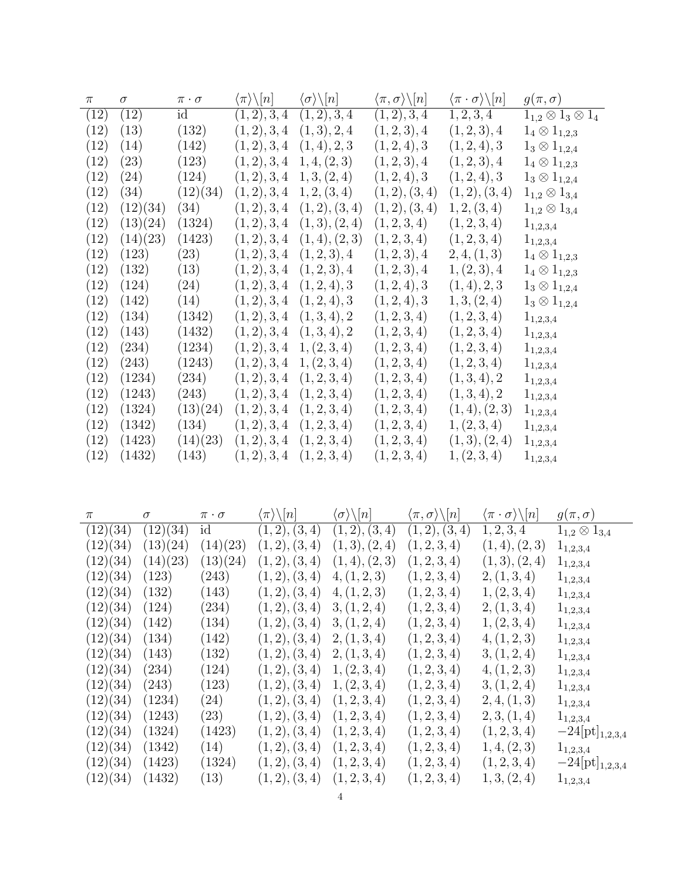| $\pi$ | $\sigma$ | $\pi \cdot \sigma$ | $\langle\pi\rangle\backslash[n]$ | $\langle\sigma\rangle\backslash[n]$ | $\langle\pi,\sigma\rangle\backslash[n]$ | $\langle\pi\cdot\sigma\rangle\backslash[n]$ | $g(\pi,\sigma)$ |
|---|---|---|---|---|---|---|---|
| $(12)$ | $(12)$ | id | $(1,2),3,4$ | $(1,2),3,4$ | $(1,2),3,4$ | $1,2,3,4$ | $1_{1,2}\otimes 1_3 \otimes 1_4$ |
| $(12)$ | $(13)$ | $(132)$ | $(1,2),3,4$ | $(1,3),2,4$ | $(1,2,3),4$ | $(1,2,3),4$ | $1_4 \otimes 1_{1,2,3}$ |
| $(12)$ | $(14)$ | $(142)$ | $(1,2),3,4$ | $(1,4),2,3$ | $(1,2,4),3$ | $(1,2,4),3$ | $1_3 \otimes 1_{1,2,4}$ |
| $(12)$ | $(23)$ | $(123)$ | $(1,2),3,4$ | $1,4,(2,3)$ | $(1,2,3),4$ | $(1,2,3),4$ | $1_4 \otimes 1_{1,2,3}$ |
| $(12)$ | $(24)$ | $(124)$ | $(1,2),3,4$ | $1,3,(2,4)$ | $(1,2,4),3$ | $(1,2,4),3$ | $1_3 \otimes 1_{1,2,4}$ |
| $(12)$ | $(34)$ | $(12)(34)$ | $(1,2),3,4$ | $1,2,(3,4)$ | $(1,2),(3,4)$ | $(1,2),(3,4)$ | $1_{1,2} \otimes 1_{3,4}$ |
| $(12)$ | $(12)(34)$ | $(34)$ | $(1,2),3,4$ | $(1,2),(3,4)$ | $(1,2),(3,4)$ | $1,2,(3,4)$ | $1_{1,2} \otimes 1_{3,4}$ |
| $(12)$ | $(13)(24)$ | $(1324)$ | $(1,2),3,4$ | $(1,3),(2,4)$ | $(1,2,3,4)$ | $(1,2,3,4)$ | $1_{1,2,3,4}$ |
| $(12)$ | $(14)(23)$ | $(1423)$ | $(1,2),3,4$ | $(1,4),(2,3)$ | $(1,2,3,4)$ | $(1,2,3,4)$ | $1_{1,2,3,4}$ |
| $(12)$ | $(123)$ | $(23)$ | $(1,2),3,4$ | $(1,2,3),4$ | $(1,2,3),4$ | $2,4,(1,3)$ | $1_4 \otimes 1_{1,2,3}$ |
| $(12)$ | $(132)$ | $(13)$ | $(1,2),3,4$ | $(1,2,3),4$ | $(1,2,3),4$ | $1,(2,3),4$ | $1_4 \otimes 1_{1,2,3}$ |
| $(12)$ | $(124)$ | $(24)$ | $(1,2),3,4$ | $(1,2,4),3$ | $(1,2,4),3$ | $(1,4),2,3$ | $1_3 \otimes 1_{1,2,4}$ |
| $(12)$ | $(142)$ | $(14)$ | $(1,2),3,4$ | $(1,2,4),3$ | $(1,2,4),3$ | $1,3,(2,4)$ | $1_3 \otimes 1_{1,2,4}$ |
| $(12)$ | $(134)$ | $(1342)$ | $(1,2),3,4$ | $(1,3,4),2$ | $(1,2,3,4)$ | $(1,2,3,4)$ | $1_{1,2,3,4}$ |
| $(12)$ | $(143)$ | $(1432)$ | $(1,2),3,4$ | $(1,3,4),2$ | $(1,2,3,4)$ | $(1,2,3,4)$ | $1_{1,2,3,4}$ |
| $(12)$ | $(234)$ | $(1234)$ | $(1,2),3,4$ | $1,(2,3,4)$ | $(1,2,3,4)$ | $(1,2,3,4)$ | $1_{1,2,3,4}$ |
| $(12)$ | $(243)$ | $(1243)$ | $(1,2),3,4$ | $1,(2,3,4)$ | $(1,2,3,4)$ | $(1,2,3,4)$ | $1_{1,2,3,4}$ |
| $(12)$ | $(1234)$ | $(234)$ | $(1,2),3,4$ | $(1,2,3,4)$ | $(1,2,3,4)$ | $(1,3,4),2$ | $1_{1,2,3,4}$ |
| $(12)$ | $(1243)$ | $(243)$ | $(1,2),3,4$ | $(1,2,3,4)$ | $(1,2,3,4)$ | $(1,3,4),2$ | $1_{1,2,3,4}$ |
| $(12)$ | $(1324)$ | $(13)(24)$ | $(1,2),3,4$ | $(1,2,3,4)$ | $(1,2,3,4)$ | $(1,4),(2,3)$ | $1_{1,2,3,4}$ |
| $(12)$ | $(1342)$ | $(134)$ | $(1,2),3,4$ | $(1,2,3,4)$ | $(1,2,3,4)$ | $1,(2,3,4)$ | $1_{1,2,3,4}$ |
| $(12)$ | $(1423)$ | $(14)(23)$ | $(1,2),3,4$ | $(1,2,3,4)$ | $(1,2,3,4)$ | $(1,3),(2,4)$ | $1_{1,2,3,4}$ |
| $(12)$ | $(1432)$ | $(143)$ | $(1,2),3,4$ | $(1,2,3,4)$ | $(1,2,3,4)$ | $1,(2,3,4)$ | $1_{1,2,3,4}$ |

| $\pi$ | $\sigma$ | $\pi \cdot \sigma$ | $\langle\pi\rangle\backslash[n]$ | $\langle\sigma\rangle\backslash[n]$ | $\langle\pi,\sigma\rangle\backslash[n]$ | $\langle\pi\cdot\sigma\rangle\backslash[n]$ | $g(\pi,\sigma)$ |
|---|---|---|---|---|---|---|---|
| $(12)(34)$ | $(12)(34)$ | id | $(1,2),(3,4)$ | $(1,2),(3,4)$ | $(1,2),(3,4)$ | $1,2,3,4$ | $1_{1,2} \otimes 1_{3,4}$ |
| $(12)(34)$ | $(13)(24)$ | $(14)(23)$ | $(1,2),(3,4)$ | $(1,3),(2,4)$ | $(1,2,3,4)$ | $(1,4),(2,3)$ | $1_{1,2,3,4}$ |
| $(12)(34)$ | $(14)(23)$ | $(13)(24)$ | $(1,2),(3,4)$ | $(1,4),(2,3)$ | $(1,2,3,4)$ | $(1,3),(2,4)$ | $1_{1,2,3,4}$ |
| $(12)(34)$ | $(123)$ | $(243)$ | $(1,2),(3,4)$ | $4,(1,2,3)$ | $(1,2,3,4)$ | $2,(1,3,4)$ | $1_{1,2,3,4}$ |
| $(12)(34)$ | $(132)$ | $(143)$ | $(1,2),(3,4)$ | $4,(1,2,3)$ | $(1,2,3,4)$ | $1,(2,3,4)$ | $1_{1,2,3,4}$ |
| $(12)(34)$ | $(124)$ | $(234)$ | $(1,2),(3,4)$ | $3,(1,2,4)$ | $(1,2,3,4)$ | $2,(1,3,4)$ | $1_{1,2,3,4}$ |
| $(12)(34)$ | $(142)$ | $(134)$ | $(1,2),(3,4)$ | $3,(1,2,4)$ | $(1,2,3,4)$ | $1,(2,3,4)$ | $1_{1,2,3,4}$ |
| $(12)(34)$ | $(134)$ | $(142)$ | $(1,2),(3,4)$ | $2,(1,3,4)$ | $(1,2,3,4)$ | $4,(1,2,3)$ | $1_{1,2,3,4}$ |
| $(12)(34)$ | $(143)$ | $(132)$ | $(1,2),(3,4)$ | $2,(1,3,4)$ | $(1,2,3,4)$ | $3,(1,2,4)$ | $1_{1,2,3,4}$ |
| $(12)(34)$ | $(234)$ | $(124)$ | $(1,2),(3,4)$ | $1,(2,3,4)$ | $(1,2,3,4)$ | $4,(1,2,3)$ | $1_{1,2,3,4}$ |
| $(12)(34)$ | $(243)$ | $(123)$ | $(1,2),(3,4)$ | $1,(2,3,4)$ | $(1,2,3,4)$ | $3,(1,2,4)$ | $1_{1,2,3,4}$ |
| $(12)(34)$ | $(1234)$ | $(24)$ | $(1,2),(3,4)$ | $(1,2,3,4)$ | $(1,2,3,4)$ | $2,4,(1,3)$ | $1_{1,2,3,4}$ |
| $(12)(34)$ | $(1243)$ | $(23)$ | $(1,2),(3,4)$ | $(1,2,3,4)$ | $(1,2,3,4)$ | $2,3,(1,4)$ | $1_{1,2,3,4}$ |
| $(12)(34)$ | $(1324)$ | $(1423)$ | $(1,2),(3,4)$ | $(1,2,3,4)$ | $(1,2,3,4)$ | $(1,2,3,4)$ | $-24[\mathrm{pt}]_{1,2,3,4}$ |
| $(12)(34)$ | $(1342)$ | $(14)$ | $(1,2),(3,4)$ | $(1,2,3,4)$ | $(1,2,3,4)$ | $1,4,(2,3)$ | $1_{1,2,3,4}$ |
| $(12)(34)$ | $(1423)$ | $(1324)$ | $(1,2),(3,4)$ | $(1,2,3,4)$ | $(1,2,3,4)$ | $(1,2,3,4)$ | $-24[\mathrm{pt}]_{1,2,3,4}$ |
| $(12)(34)$ | $(1432)$ | $(13)$ | $(1,2),(3,4)$ | $(1,2,3,4)$ | $(1,2,3,4)$ | $1,3,(2,4)$ | $1_{1,2,3,4}$ |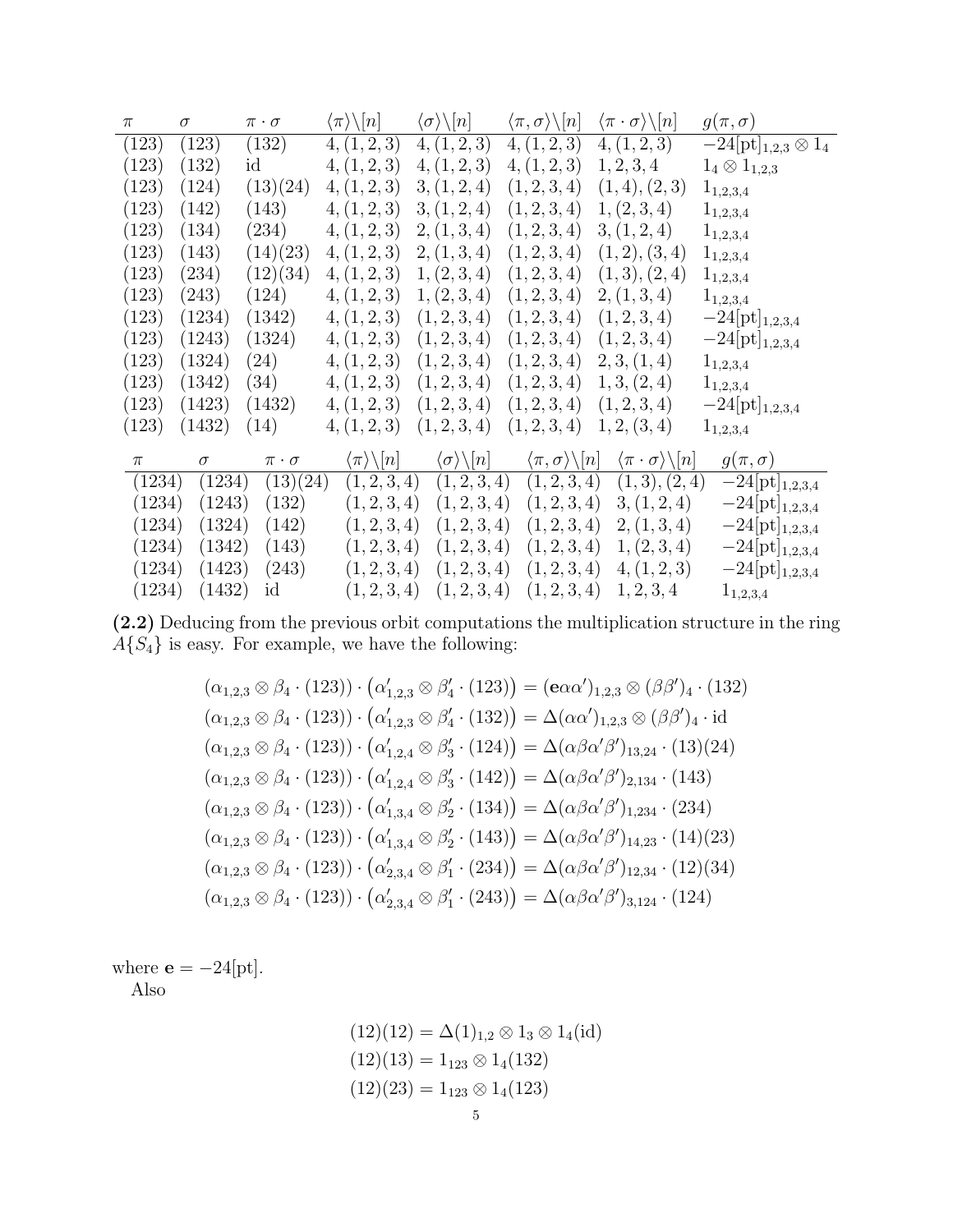| $\pi$ | $\sigma$ | $\pi \cdot \sigma$ | $\langle\pi\rangle\backslash[n]$ | $\langle\sigma\rangle\backslash[n]$ | $\langle\pi,\sigma\rangle\backslash[n]$ | $\langle\pi\cdot\sigma\rangle\backslash[n]$ | $g(\pi,\sigma)$ |
|---|---|---|---|---|---|---|---|
| $(123)$ | $(123)$ | $(132)$ | $4,(1,2,3)$ | $4,(1,2,3)$ | $4,(1,2,3)$ | $4,(1,2,3)$ | $-24[\mathrm{pt}]_{1,2,3}\otimes 1_4$ |
| $(123)$ | $(132)$ | id | $4,(1,2,3)$ | $4,(1,2,3)$ | $4,(1,2,3)$ | $1,2,3,4$ | $1_4\otimes 1_{1,2,3}$ |
| $(123)$ | $(124)$ | $(13)(24)$ | $4,(1,2,3)$ | $3,(1,2,4)$ | $(1,2,3,4)$ | $(1,4),(2,3)$ | $1_{1,2,3,4}$ |
| $(123)$ | $(142)$ | $(143)$ | $4,(1,2,3)$ | $3,(1,2,4)$ | $(1,2,3,4)$ | $1,(2,3,4)$ | $1_{1,2,3,4}$ |
| $(123)$ | $(134)$ | $(234)$ | $4,(1,2,3)$ | $2,(1,3,4)$ | $(1,2,3,4)$ | $3,(1,2,4)$ | $1_{1,2,3,4}$ |
| $(123)$ | $(143)$ | $(14)(23)$ | $4,(1,2,3)$ | $2,(1,3,4)$ | $(1,2,3,4)$ | $(1,2),(3,4)$ | $1_{1,2,3,4}$ |
| $(123)$ | $(234)$ | $(12)(34)$ | $4,(1,2,3)$ | $1,(2,3,4)$ | $(1,2,3,4)$ | $(1,3),(2,4)$ | $1_{1,2,3,4}$ |
| $(123)$ | $(243)$ | $(124)$ | $4,(1,2,3)$ | $1,(2,3,4)$ | $(1,2,3,4)$ | $2,(1,3,4)$ | $1_{1,2,3,4}$ |
| $(123)$ | $(1234)$ | $(1342)$ | $4,(1,2,3)$ | $(1,2,3,4)$ | $(1,2,3,4)$ | $(1,2,3,4)$ | $-24[\mathrm{pt}]_{1,2,3,4}$ |
| $(123)$ | $(1243)$ | $(1324)$ | $4,(1,2,3)$ | $(1,2,3,4)$ | $(1,2,3,4)$ | $(1,2,3,4)$ | $-24[\mathrm{pt}]_{1,2,3,4}$ |
| $(123)$ | $(1324)$ | $(24)$ | $4,(1,2,3)$ | $(1,2,3,4)$ | $(1,2,3,4)$ | $2,3,(1,4)$ | $1_{1,2,3,4}$ |
| $(123)$ | $(1342)$ | $(34)$ | $4,(1,2,3)$ | $(1,2,3,4)$ | $(1,2,3,4)$ | $1,3,(2,4)$ | $1_{1,2,3,4}$ |
| $(123)$ | $(1423)$ | $(1432)$ | $4,(1,2,3)$ | $(1,2,3,4)$ | $(1,2,3,4)$ | $(1,2,3,4)$ | $-24[\mathrm{pt}]_{1,2,3,4}$ |
| $(123)$ | $(1432)$ | $(14)$ | $4,(1,2,3)$ | $(1,2,3,4)$ | $(1,2,3,4)$ | $1,2,(3,4)$ | $1_{1,2,3,4}$ |

| $\pi$ | $\sigma$ | $\pi \cdot \sigma$ | $\langle\pi\rangle\backslash[n]$ | $\langle\sigma\rangle\backslash[n]$ | $\langle\pi,\sigma\rangle\backslash[n]$ | $\langle\pi\cdot\sigma\rangle\backslash[n]$ | $g(\pi,\sigma)$ |
|---|---|---|---|---|---|---|---|
| $(1234)$ | $(1234)$ | $(13)(24)$ | $(1,2,3,4)$ | $(1,2,3,4)$ | $(1,2,3,4)$ | $(1,3),(2,4)$ | $-24[\mathrm{pt}]_{1,2,3,4}$ |
| $(1234)$ | $(1243)$ | $(132)$ | $(1,2,3,4)$ | $(1,2,3,4)$ | $(1,2,3,4)$ | $3,(1,2,4)$ | $-24[\mathrm{pt}]_{1,2,3,4}$ |
| $(1234)$ | $(1324)$ | $(142)$ | $(1,2,3,4)$ | $(1,2,3,4)$ | $(1,2,3,4)$ | $2,(1,3,4)$ | $-24[\mathrm{pt}]_{1,2,3,4}$ |
| $(1234)$ | $(1342)$ | $(143)$ | $(1,2,3,4)$ | $(1,2,3,4)$ | $(1,2,3,4)$ | $1,(2,3,4)$ | $-24[\mathrm{pt}]_{1,2,3,4}$ |
| $(1234)$ | $(1423)$ | $(243)$ | $(1,2,3,4)$ | $(1,2,3,4)$ | $(1,2,3,4)$ | $4,(1,2,3)$ | $-24[\mathrm{pt}]_{1,2,3,4}$ |
| $(1234)$ | $(1432)$ | id | $(1,2,3,4)$ | $(1,2,3,4)$ | $(1,2,3,4)$ | $1,2,3,4$ | $1_{1,2,3,4}$ |

**(2.2)** Deducing from the previous orbit computations the multiplication structure in the ring $A\{S_4\}$ is easy. For example, we have the following:

$$
\begin{aligned}
(\alpha_{1,2,3}\otimes\beta_4\cdot(123))\cdot\left(\alpha'_{1,2,3}\otimes\beta'_4\cdot(123)\right) &= (\mathbf{e}\alpha\alpha')_{1,2,3}\otimes(\beta\beta')_4\cdot(132)\\
(\alpha_{1,2,3}\otimes\beta_4\cdot(123))\cdot\left(\alpha'_{1,2,3}\otimes\beta'_4\cdot(132)\right) &= \Delta(\alpha\alpha')_{1,2,3}\otimes(\beta\beta')_4\cdot\mathrm{id}\\
(\alpha_{1,2,3}\otimes\beta_4\cdot(123))\cdot\left(\alpha'_{1,2,4}\otimes\beta'_3\cdot(124)\right) &= \Delta(\alpha\beta\alpha'\beta')_{13,24}\cdot(13)(24)\\
(\alpha_{1,2,3}\otimes\beta_4\cdot(123))\cdot\left(\alpha'_{1,2,4}\otimes\beta'_3\cdot(142)\right) &= \Delta(\alpha\beta\alpha'\beta')_{2,134}\cdot(143)\\
(\alpha_{1,2,3}\otimes\beta_4\cdot(123))\cdot\left(\alpha'_{1,3,4}\otimes\beta'_2\cdot(134)\right) &= \Delta(\alpha\beta\alpha'\beta')_{1,234}\cdot(234)\\
(\alpha_{1,2,3}\otimes\beta_4\cdot(123))\cdot\left(\alpha'_{1,3,4}\otimes\beta'_2\cdot(143)\right) &= \Delta(\alpha\beta\alpha'\beta')_{14,23}\cdot(14)(23)\\
(\alpha_{1,2,3}\otimes\beta_4\cdot(123))\cdot\left(\alpha'_{2,3,4}\otimes\beta'_1\cdot(234)\right) &= \Delta(\alpha\beta\alpha'\beta')_{12,34}\cdot(12)(34)\\
(\alpha_{1,2,3}\otimes\beta_4\cdot(123))\cdot\left(\alpha'_{2,3,4}\otimes\beta'_1\cdot(243)\right) &= \Delta(\alpha\beta\alpha'\beta')_{3,124}\cdot(124)
\end{aligned}
$$

where $\mathbf{e} = -24[\mathrm{pt}]$.

Also

$$
\begin{aligned}
(12)(12) &= \Delta(1)_{1,2}\otimes 1_3\otimes 1_4(\mathrm{id})\\
(12)(13) &= 1_{123}\otimes 1_4(132)\\
(12)(23) &= 1_{123}\otimes 1_4(123)
\end{aligned}
$$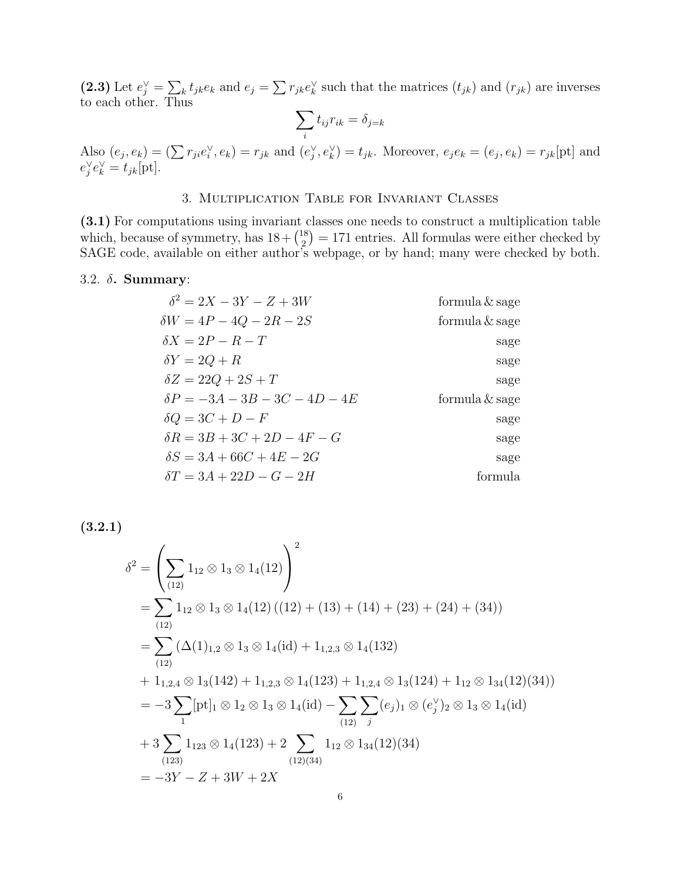**(2.3)** Let $e_j^\vee = \sum_k t_{jk} e_k$ and $e_j = \sum r_{jk} e_k^\vee$ such that the matrices $(t_{jk})$ and $(r_{jk})$ are inverses to each other. Thus

$$\sum_i t_{ij} r_{ik} = \delta_{j=k}$$

Also $(e_j, e_k) = (\sum r_{ji} e_i^\vee, e_k) = r_{jk}$ and $(e_j^\vee, e_k^\vee) = t_{jk}$. Moreover, $e_j e_k = (e_j, e_k) = r_{jk}[\text{pt}]$ and $e_j^\vee e_k^\vee = t_{jk}[\text{pt}]$.

## 3. Multiplication Table for Invariant Classes

**(3.1)** For computations using invariant classes one needs to construct a multiplication table which, because of symmetry, has $18 + \binom{18}{2} = 171$ entries. All formulas were either checked by SAGE code, available on either author's webpage, or by hand; many were checked by both.

3.2. $\delta$. **Summary**:

| | |
|---|---|
| $\delta^2 = 2X - 3Y - Z + 3W$ | formula & sage |
| $\delta W = 4P - 4Q - 2R - 2S$ | formula & sage |
| $\delta X = 2P - R - T$ | sage |
| $\delta Y = 2Q + R$ | sage |
| $\delta Z = 22Q + 2S + T$ | sage |
| $\delta P = -3A - 3B - 3C - 4D - 4E$ | formula & sage |
| $\delta Q = 3C + D - F$ | sage |
| $\delta R = 3B + 3C + 2D - 4F - G$ | sage |
| $\delta S = 3A + 66C + 4E - 2G$ | sage |
| $\delta T = 3A + 22D - G - 2H$ | formula |

**(3.2.1)**

$$\begin{aligned}
\delta^2 &= \left( \sum_{(12)} 1_{12} \otimes 1_3 \otimes 1_4(12) \right)^2 \\
&= \sum_{(12)} 1_{12} \otimes 1_3 \otimes 1_4(12) \left( (12) + (13) + (14) + (23) + (24) + (34) \right) \\
&= \sum_{(12)} \big( (\Delta(1)_{1,2} \otimes 1_3 \otimes 1_4(\text{id}) + 1_{1,2,3} \otimes 1_4(132) \\
&\quad + 1_{1,2,4} \otimes 1_3(142) + 1_{1,2,3} \otimes 1_4(123) + 1_{1,2,4} \otimes 1_3(124) + 1_{12} \otimes 1_{34}(12)(34) \big) \\
&= -3 \sum_1 [\text{pt}]_1 \otimes 1_2 \otimes 1_3 \otimes 1_4(\text{id}) - \sum_{(12)} \sum_j (e_j)_1 \otimes (e_j^\vee)_2 \otimes 1_3 \otimes 1_4(\text{id}) \\
&\quad + 3 \sum_{(123)} 1_{123} \otimes 1_4(123) + 2 \sum_{(12)(34)} 1_{12} \otimes 1_{34}(12)(34) \\
&= -3Y - Z + 3W + 2X
\end{aligned}$$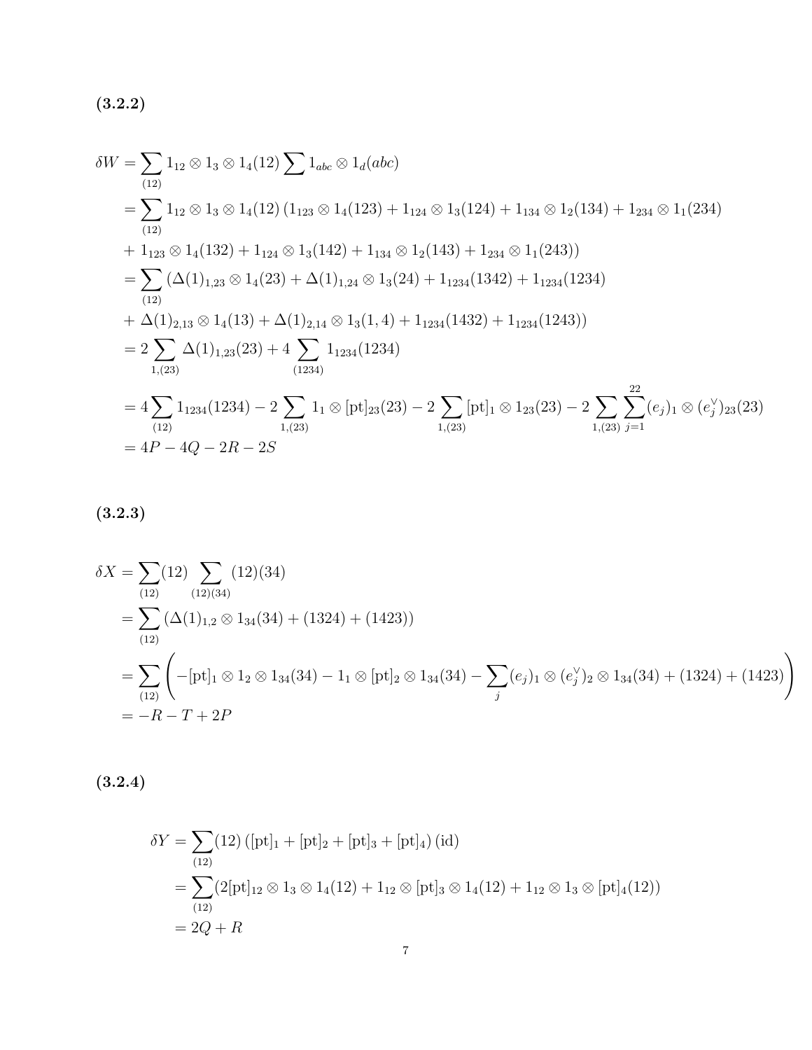**(3.2.2)**

$$
\begin{aligned}
\delta W &= \sum_{(12)} 1_{12} \otimes 1_3 \otimes 1_4(12) \sum 1_{abc} \otimes 1_d(abc) \\
&= \sum_{(12)} 1_{12} \otimes 1_3 \otimes 1_4(12) \left(1_{123} \otimes 1_4(123) + 1_{124} \otimes 1_3(124) + 1_{134} \otimes 1_2(134) + 1_{234} \otimes 1_1(234)\right. \\
&+ \left. 1_{123} \otimes 1_4(132) + 1_{124} \otimes 1_3(142) + 1_{134} \otimes 1_2(143) + 1_{234} \otimes 1_1(243)\right) \\
&= \sum_{(12)} \left(\Delta(1)_{1,23} \otimes 1_4(23) + \Delta(1)_{1,24} \otimes 1_3(24) + 1_{1234}(1342) + 1_{1234}(1234)\right. \\
&+ \left. \Delta(1)_{2,13} \otimes 1_4(13) + \Delta(1)_{2,14} \otimes 1_3(1,4) + 1_{1234}(1432) + 1_{1234}(1243)\right) \\
&= 2 \sum_{1,(23)} \Delta(1)_{1,23}(23) + 4 \sum_{(1234)} 1_{1234}(1234) \\
&= 4 \sum_{(12)} 1_{1234}(1234) - 2 \sum_{1,(23)} 1_1 \otimes [\mathrm{pt}]_{23}(23) - 2 \sum_{1,(23)} [\mathrm{pt}]_1 \otimes 1_{23}(23) - 2 \sum_{1,(23)} \sum_{j=1}^{22} (e_j)_1 \otimes (e_j^\vee)_{23}(23) \\
&= 4P - 4Q - 2R - 2S
\end{aligned}
$$

**(3.2.3)**

$$
\begin{aligned}
\delta X &= \sum_{(12)} (12) \sum_{(12)(34)} (12)(34) \\
&= \sum_{(12)} \left(\Delta(1)_{1,2} \otimes 1_{34}(34) + (1324) + (1423)\right) \\
&= \sum_{(12)} \left( -[\mathrm{pt}]_1 \otimes 1_2 \otimes 1_{34}(34) - 1_1 \otimes [\mathrm{pt}]_2 \otimes 1_{34}(34) - \sum_j (e_j)_1 \otimes (e_j^\vee)_2 \otimes 1_{34}(34) + (1324) + (1423) \right) \\
&= -R - T + 2P
\end{aligned}
$$

**(3.2.4)**

$$
\begin{aligned}
\delta Y &= \sum_{(12)} (12) \left([\mathrm{pt}]_1 + [\mathrm{pt}]_2 + [\mathrm{pt}]_3 + [\mathrm{pt}]_4\right)(\mathrm{id}) \\
&= \sum_{(12)} (2[\mathrm{pt}]_{12} \otimes 1_3 \otimes 1_4(12) + 1_{12} \otimes [\mathrm{pt}]_3 \otimes 1_4(12) + 1_{12} \otimes 1_3 \otimes [\mathrm{pt}]_4(12)) \\
&= 2Q + R
\end{aligned}
$$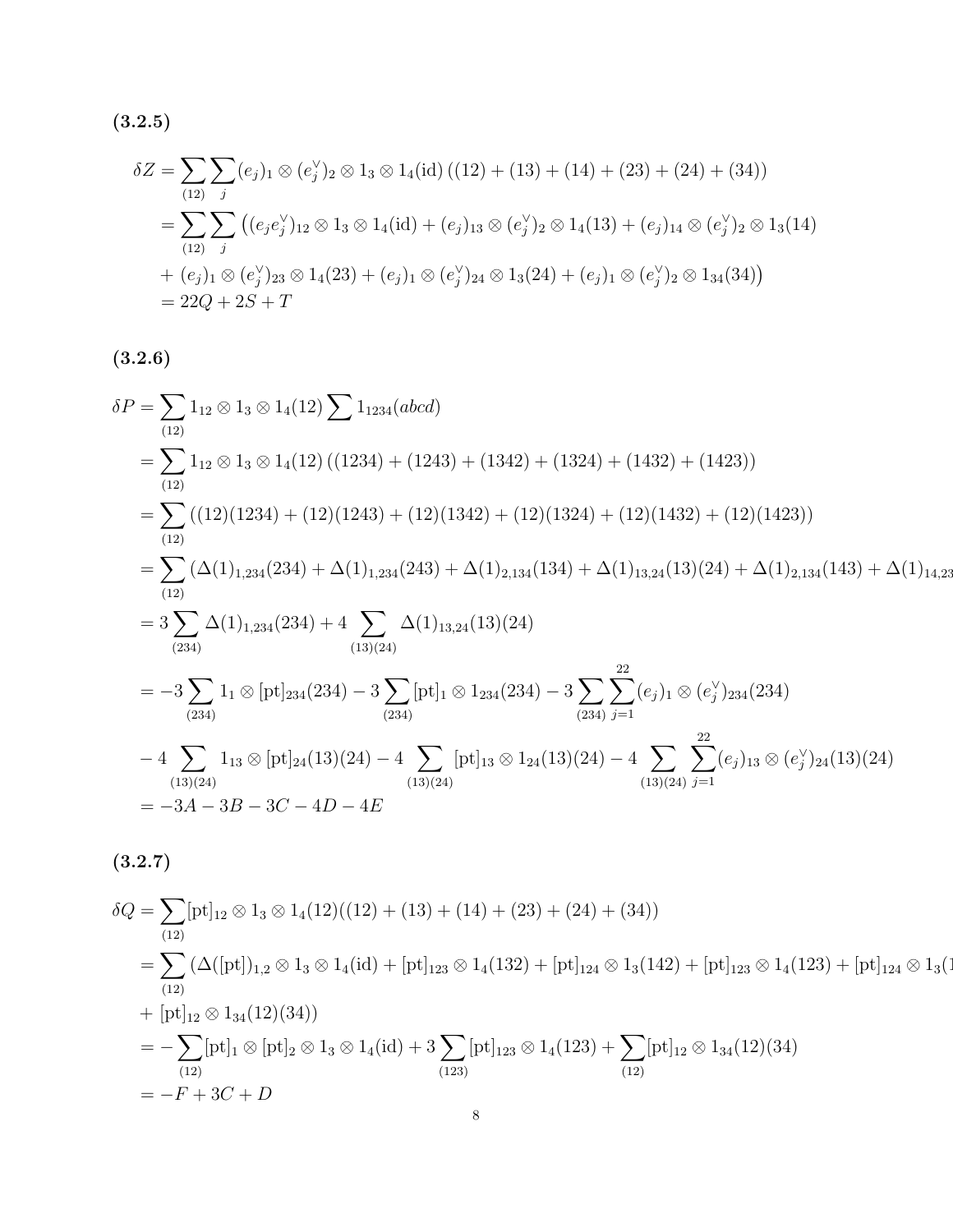**(3.2.5)**

$$
\begin{aligned}
\delta Z &= \sum_{(12)} \sum_{j} (e_j)_1 \otimes (e_j^\vee)_2 \otimes 1_3 \otimes 1_4(\mathrm{id}) \left((12) + (13) + (14) + (23) + (24) + (34)\right) \\
&= \sum_{(12)} \sum_{j} \big((e_j e_j^\vee)_{12} \otimes 1_3 \otimes 1_4(\mathrm{id}) + (e_j)_{13} \otimes (e_j^\vee)_2 \otimes 1_4(13) + (e_j)_{14} \otimes (e_j^\vee)_2 \otimes 1_3(14) \\
&+ (e_j)_1 \otimes (e_j^\vee)_{23} \otimes 1_4(23) + (e_j)_1 \otimes (e_j^\vee)_{24} \otimes 1_3(24) + (e_j)_1 \otimes (e_j^\vee)_2 \otimes 1_{34}(34)\big) \\
&= 22Q + 2S + T
\end{aligned}
$$

**(3.2.6)**

$$
\begin{aligned}
\delta P &= \sum_{(12)} 1_{12} \otimes 1_3 \otimes 1_4(12) \sum 1_{1234}(abcd) \\
&= \sum_{(12)} 1_{12} \otimes 1_3 \otimes 1_4(12) \left((1234) + (1243) + (1342) + (1324) + (1432) + (1423)\right) \\
&= \sum_{(12)} \left((12)(1234) + (12)(1243) + (12)(1342) + (12)(1324) + (12)(1432) + (12)(1423)\right) \\
&= \sum_{(12)} \left(\Delta(1)_{1,234}(234) + \Delta(1)_{1,234}(243) + \Delta(1)_{2,134}(134) + \Delta(1)_{13,24}(13)(24) + \Delta(1)_{2,134}(143) + \Delta(1)_{14,23}\right. \\
&= 3 \sum_{(234)} \Delta(1)_{1,234}(234) + 4 \sum_{(13)(24)} \Delta(1)_{13,24}(13)(24) \\
&= -3 \sum_{(234)} 1_1 \otimes [\mathrm{pt}]_{234}(234) - 3 \sum_{(234)} [\mathrm{pt}]_1 \otimes 1_{234}(234) - 3 \sum_{(234)} \sum_{j=1}^{22} (e_j)_1 \otimes (e_j^\vee)_{234}(234) \\
&- 4 \sum_{(13)(24)} 1_{13} \otimes [\mathrm{pt}]_{24}(13)(24) - 4 \sum_{(13)(24)} [\mathrm{pt}]_{13} \otimes 1_{24}(13)(24) - 4 \sum_{(13)(24)} \sum_{j=1}^{22} (e_j)_{13} \otimes (e_j^\vee)_{24}(13)(24) \\
&= -3A - 3B - 3C - 4D - 4E
\end{aligned}
$$

**(3.2.7)**

$$
\begin{aligned}
\delta Q &= \sum_{(12)} [\mathrm{pt}]_{12} \otimes 1_3 \otimes 1_4(12)((12) + (13) + (14) + (23) + (24) + (34)) \\
&= \sum_{(12)} \left(\Delta([\mathrm{pt}])_{1,2} \otimes 1_3 \otimes 1_4(\mathrm{id}) + [\mathrm{pt}]_{123} \otimes 1_4(132) + [\mathrm{pt}]_{124} \otimes 1_3(142) + [\mathrm{pt}]_{123} \otimes 1_4(123) + [\mathrm{pt}]_{124} \otimes 1_3(1\right. \\
&+ [\mathrm{pt}]_{12} \otimes 1_{34}(12)(34)) \\
&= -\sum_{(12)} [\mathrm{pt}]_1 \otimes [\mathrm{pt}]_2 \otimes 1_3 \otimes 1_4(\mathrm{id}) + 3 \sum_{(123)} [\mathrm{pt}]_{123} \otimes 1_4(123) + \sum_{(12)} [\mathrm{pt}]_{12} \otimes 1_{34}(12)(34) \\
&= -F + 3C + D
\end{aligned}
$$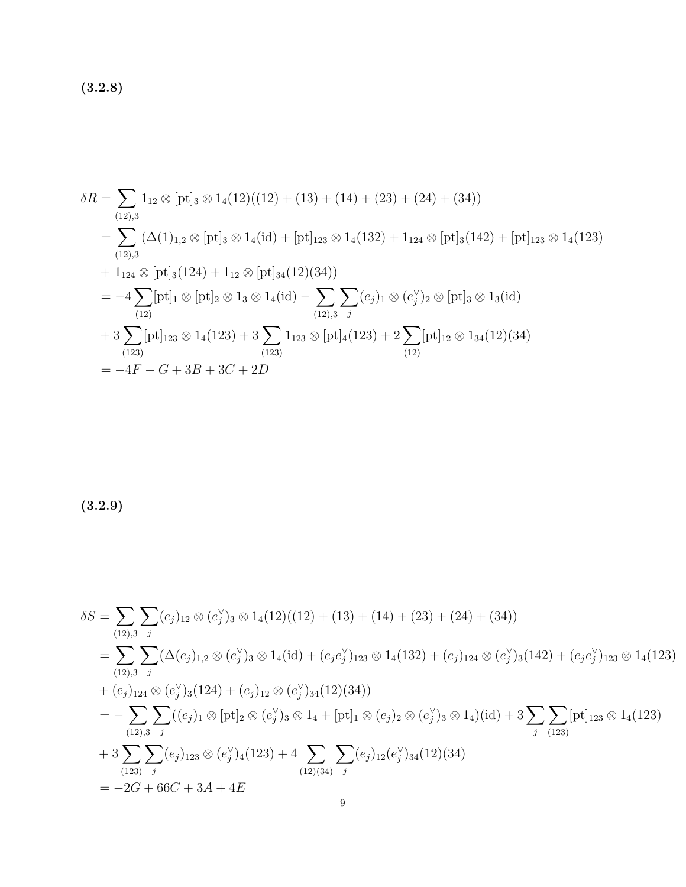**(3.2.8)**

$$
\begin{aligned}
\delta R &= \sum_{(12),3} 1_{12} \otimes [\mathrm{pt}]_3 \otimes 1_4 (12)((12)+(13)+(14)+(23)+(24)+(34)) \\
&= \sum_{(12),3} (\Delta(1)_{1,2} \otimes [\mathrm{pt}]_3 \otimes 1_4(\mathrm{id}) + [\mathrm{pt}]_{123} \otimes 1_4(132) + 1_{124} \otimes [\mathrm{pt}]_3(142) + [\mathrm{pt}]_{123} \otimes 1_4(123) \\
&+ 1_{124} \otimes [\mathrm{pt}]_3(124) + 1_{12} \otimes [\mathrm{pt}]_{34}(12)(34)) \\
&= -4 \sum_{(12)} [\mathrm{pt}]_1 \otimes [\mathrm{pt}]_2 \otimes 1_3 \otimes 1_4(\mathrm{id}) - \sum_{(12),3} \sum_j (e_j)_1 \otimes (e_j^\vee)_2 \otimes [\mathrm{pt}]_3 \otimes 1_3(\mathrm{id}) \\
&+ 3 \sum_{(123)} [\mathrm{pt}]_{123} \otimes 1_4(123) + 3 \sum_{(123)} 1_{123} \otimes [\mathrm{pt}]_4(123) + 2 \sum_{(12)} [\mathrm{pt}]_{12} \otimes 1_{34}(12)(34) \\
&= -4F - G + 3B + 3C + 2D
\end{aligned}
$$

**(3.2.9)**

$$
\begin{aligned}
\delta S &= \sum_{(12),3} \sum_j (e_j)_{12} \otimes (e_j^\vee)_3 \otimes 1_4(12)((12)+(13)+(14)+(23)+(24)+(34)) \\
&= \sum_{(12),3} \sum_j (\Delta(e_j)_{1,2} \otimes (e_j^\vee)_3 \otimes 1_4(\mathrm{id}) + (e_j e_j^\vee)_{123} \otimes 1_4(132) + (e_j)_{124} \otimes (e_j^\vee)_3(142) + (e_j e_j^\vee)_{123} \otimes 1_4(123) \\
&+ (e_j)_{124} \otimes (e_j^\vee)_3(124) + (e_j)_{12} \otimes (e_j^\vee)_{34}(12)(34)) \\
&= -\sum_{(12),3} \sum_j ((e_j)_1 \otimes [\mathrm{pt}]_2 \otimes (e_j^\vee)_3 \otimes 1_4 + [\mathrm{pt}]_1 \otimes (e_j)_2 \otimes (e_j^\vee)_3 \otimes 1_4)(\mathrm{id}) + 3 \sum_j \sum_{(123)} [\mathrm{pt}]_{123} \otimes 1_4(123) \\
&+ 3 \sum_{(123)} \sum_j (e_j)_{123} \otimes (e_j^\vee)_4(123) + 4 \sum_{(12)(34)} \sum_j (e_j)_{12} (e_j^\vee)_{34}(12)(34) \\
&= -2G + 66C + 3A + 4E
\end{aligned}
$$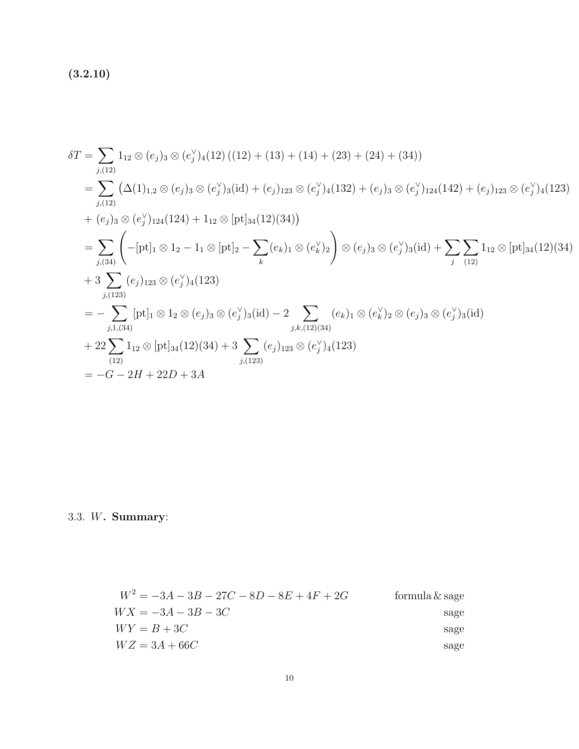**(3.2.10)**

$$
\begin{aligned}
\delta T &= \sum_{j,(12)} 1_{12} \otimes (e_j)_3 \otimes (e_j^\vee)_4 (12)\left((12)+(13)+(14)+(23)+(24)+(34)\right) \\
&= \sum_{j,(12)} \big( \Delta(1)_{1,2} \otimes (e_j)_3 \otimes (e_j^\vee)_3(\mathrm{id}) + (e_j)_{123} \otimes (e_j^\vee)_4 (132) + (e_j)_3 \otimes (e_j^\vee)_{124}(142) + (e_j)_{123} \otimes (e_j^\vee)_4 (123) \\
&+ (e_j)_3 \otimes (e_j^\vee)_{124}(124) + 1_{12} \otimes [\mathrm{pt}]_{34}(12)(34) \big) \\
&= \sum_{j,(34)} \left( -[\mathrm{pt}]_1 \otimes 1_2 - 1_1 \otimes [\mathrm{pt}]_2 - \sum_k (e_k)_1 \otimes (e_k^\vee)_2 \right) \otimes (e_j)_3 \otimes (e_j^\vee)_3(\mathrm{id}) + \sum_j \sum_{(12)} 1_{12} \otimes [\mathrm{pt}]_{34}(12)(34) \\
&+ 3 \sum_{j,(123)} (e_j)_{123} \otimes (e_j^\vee)_4 (123) \\
&= - \sum_{j,1,(34)} [\mathrm{pt}]_1 \otimes 1_2 \otimes (e_j)_3 \otimes (e_j^\vee)_3(\mathrm{id}) - 2 \sum_{j,k,(12)(34)} (e_k)_1 \otimes (e_k^\vee)_2 \otimes (e_j)_3 \otimes (e_j^\vee)_3(\mathrm{id}) \\
&+ 22 \sum_{(12)} 1_{12} \otimes [\mathrm{pt}]_{34}(12)(34) + 3 \sum_{j,(123)} (e_j)_{123} \otimes (e_j^\vee)_4 (123) \\
&= -G - 2H + 22D + 3A
\end{aligned}
$$

3.3. $W$. **Summary**:

$$
\begin{aligned}
W^2 &= -3A - 3B - 27C - 8D - 8E + 4F + 2G && \text{formula \& sage} \\
WX &= -3A - 3B - 3C && \text{sage} \\
WY &= B + 3C && \text{sage} \\
WZ &= 3A + 66C && \text{sage}
\end{aligned}
$$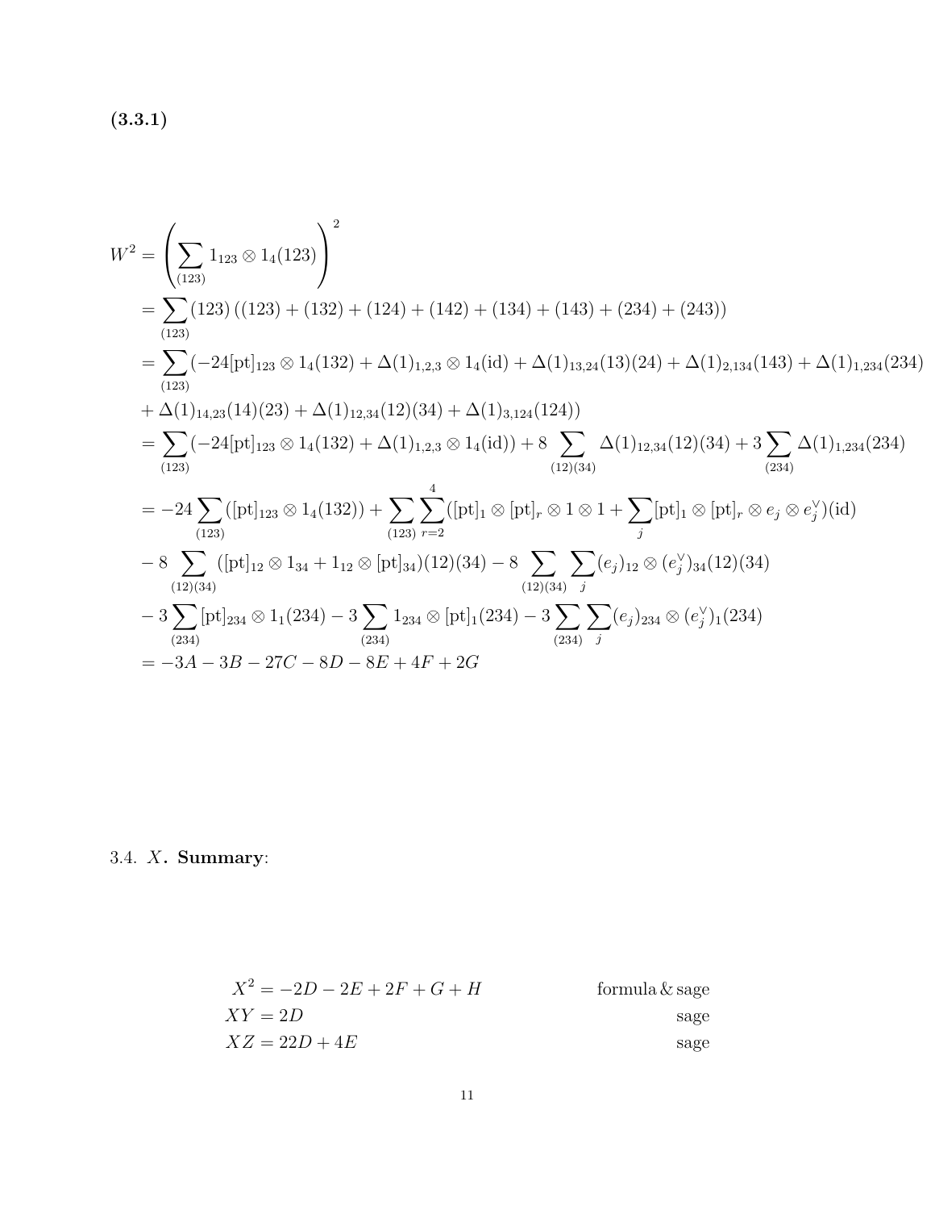**(3.3.1)**

$$
\begin{aligned}
W^2 &= \left( \sum_{(123)} 1_{123} \otimes 1_4 (123) \right)^2 \\
&= \sum_{(123)} (123) \left( (123) + (132) + (124) + (142) + (134) + (143) + (234) + (243) \right) \\
&= \sum_{(123)} ( -24[\mathrm{pt}]_{123} \otimes 1_4(132) + \Delta(1)_{1,2,3} \otimes 1_4(\mathrm{id}) + \Delta(1)_{13,24}(13)(24) + \Delta(1)_{2,134}(143) + \Delta(1)_{1,234}(234) \\
&+ \Delta(1)_{14,23}(14)(23) + \Delta(1)_{12,34}(12)(34) + \Delta(1)_{3,124}(124)) \\
&= \sum_{(123)} ( -24[\mathrm{pt}]_{123} \otimes 1_4(132) + \Delta(1)_{1,2,3} \otimes 1_4(\mathrm{id})) + 8 \sum_{(12)(34)} \Delta(1)_{12,34}(12)(34) + 3 \sum_{(234)} \Delta(1)_{1,234}(234) \\
&= -24 \sum_{(123)} ([\mathrm{pt}]_{123} \otimes 1_4(132)) + \sum_{(123)} \sum_{r=2}^{4} ([\mathrm{pt}]_1 \otimes [\mathrm{pt}]_r \otimes 1 \otimes 1 + \sum_j [\mathrm{pt}]_1 \otimes [\mathrm{pt}]_r \otimes e_j \otimes e_j^\vee)(\mathrm{id}) \\
&- 8 \sum_{(12)(34)} ([\mathrm{pt}]_{12} \otimes 1_{34} + 1_{12} \otimes [\mathrm{pt}]_{34})(12)(34) - 8 \sum_{(12)(34)} \sum_j (e_j)_{12} \otimes (e_j^\vee)_{34}(12)(34) \\
&- 3 \sum_{(234)} [\mathrm{pt}]_{234} \otimes 1_1(234) - 3 \sum_{(234)} 1_{234} \otimes [\mathrm{pt}]_1(234) - 3 \sum_{(234)} \sum_j (e_j)_{234} \otimes (e_j^\vee)_1(234) \\
&= -3A - 3B - 27C - 8D - 8E + 4F + 2G
\end{aligned}
$$

3.4. $X$. **Summary**:

| | |
|---|---|
| $X^2 = -2D - 2E + 2F + G + H$ | formula & sage |
| $XY = 2D$ | sage |
| $XZ = 22D + 4E$ | sage |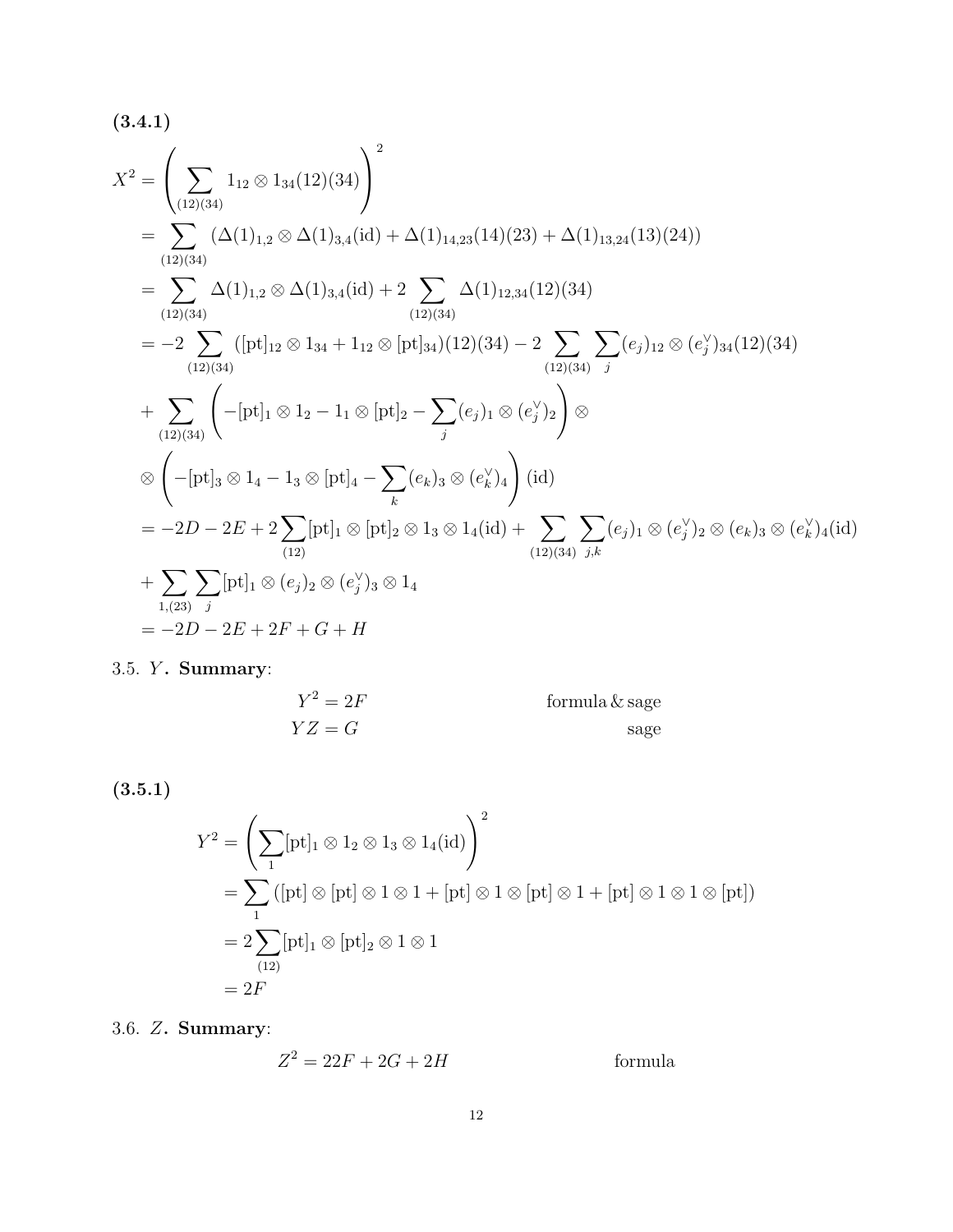**(3.4.1)**

$$
\begin{aligned}
X^2 &= \left( \sum_{(12)(34)} 1_{12} \otimes 1_{34}(12)(34) \right)^2 \\
&= \sum_{(12)(34)} \left( \Delta(1)_{1,2} \otimes \Delta(1)_{3,4}(\mathrm{id}) + \Delta(1)_{14,23}(14)(23) + \Delta(1)_{13,24}(13)(24) \right) \\
&= \sum_{(12)(34)} \Delta(1)_{1,2} \otimes \Delta(1)_{3,4}(\mathrm{id}) + 2 \sum_{(12)(34)} \Delta(1)_{12,34}(12)(34) \\
&= -2 \sum_{(12)(34)} ([\mathrm{pt}]_{12} \otimes 1_{34} + 1_{12} \otimes [\mathrm{pt}]_{34})(12)(34) - 2 \sum_{(12)(34)} \sum_j (e_j)_{12} \otimes (e_j^\vee)_{34}(12)(34) \\
&+ \sum_{(12)(34)} \left( -[\mathrm{pt}]_1 \otimes 1_2 - 1_1 \otimes [\mathrm{pt}]_2 - \sum_j (e_j)_1 \otimes (e_j^\vee)_2 \right) \otimes \\
&\otimes \left( -[\mathrm{pt}]_3 \otimes 1_4 - 1_3 \otimes [\mathrm{pt}]_4 - \sum_k (e_k)_3 \otimes (e_k^\vee)_4 \right) (\mathrm{id}) \\
&= -2D - 2E + 2 \sum_{(12)} [\mathrm{pt}]_1 \otimes [\mathrm{pt}]_2 \otimes 1_3 \otimes 1_4(\mathrm{id}) + \sum_{(12)(34)} \sum_{j,k} (e_j)_1 \otimes (e_j^\vee)_2 \otimes (e_k)_3 \otimes (e_k^\vee)_4(\mathrm{id}) \\
&+ \sum_{1,(23)} \sum_j [\mathrm{pt}]_1 \otimes (e_j)_2 \otimes (e_j^\vee)_3 \otimes 1_4 \\
&= -2D - 2E + 2F + G + H
\end{aligned}
$$

3.5. $Y$. **Summary**:

| | |
|---|---|
| $Y^2 = 2F$ | formula & sage |
| $YZ = G$ | sage |

**(3.5.1)**

$$
\begin{aligned}
Y^2 &= \left( \sum_1 [\mathrm{pt}]_1 \otimes 1_2 \otimes 1_3 \otimes 1_4(\mathrm{id}) \right)^2 \\
&= \sum_1 \left( [\mathrm{pt}] \otimes [\mathrm{pt}] \otimes 1 \otimes 1 + [\mathrm{pt}] \otimes 1 \otimes [\mathrm{pt}] \otimes 1 + [\mathrm{pt}] \otimes 1 \otimes 1 \otimes [\mathrm{pt}] \right) \\
&= 2 \sum_{(12)} [\mathrm{pt}]_1 \otimes [\mathrm{pt}]_2 \otimes 1 \otimes 1 \\
&= 2F
\end{aligned}
$$

3.6. $Z$. **Summary**:

| | |
|---|---|
| $Z^2 = 22F + 2G + 2H$ | formula |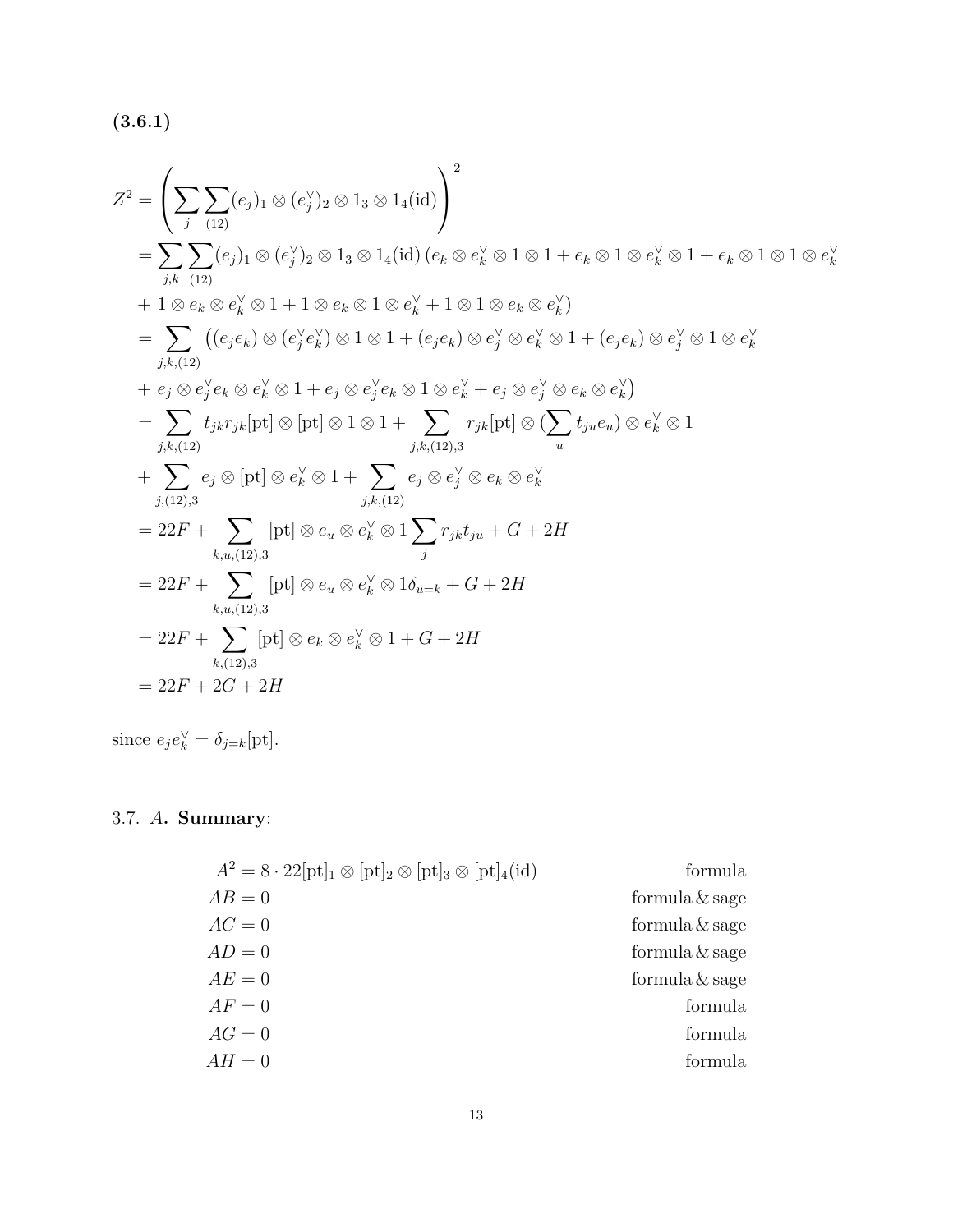**(3.6.1)**

$$
\begin{aligned}
Z^2 &= \left( \sum_j \sum_{(12)} (e_j)_1 \otimes (e_j^\vee)_2 \otimes 1_3 \otimes 1_4(\mathrm{id}) \right)^2 \\
&= \sum_{j,k} \sum_{(12)} (e_j)_1 \otimes (e_j^\vee)_2 \otimes 1_3 \otimes 1_4(\mathrm{id}) \left( e_k \otimes e_k^\vee \otimes 1 \otimes 1 + e_k \otimes 1 \otimes e_k^\vee \otimes 1 + e_k \otimes 1 \otimes 1 \otimes e_k^\vee \right. \\
&\quad \left. + 1 \otimes e_k \otimes e_k^\vee \otimes 1 + 1 \otimes e_k \otimes 1 \otimes e_k^\vee + 1 \otimes 1 \otimes e_k \otimes e_k^\vee \right) \\
&= \sum_{j,k,(12)} \big( (e_j e_k) \otimes (e_j^\vee e_k^\vee) \otimes 1 \otimes 1 + (e_j e_k) \otimes e_j^\vee \otimes e_k^\vee \otimes 1 + (e_j e_k) \otimes e_j^\vee \otimes 1 \otimes e_k^\vee \\
&\quad + e_j \otimes e_j^\vee e_k \otimes e_k^\vee \otimes 1 + e_j \otimes e_j^\vee e_k \otimes 1 \otimes e_k^\vee + e_j \otimes e_j^\vee \otimes e_k \otimes e_k^\vee \big) \\
&= \sum_{j,k,(12)} t_{jk} r_{jk} [\mathrm{pt}] \otimes [\mathrm{pt}] \otimes 1 \otimes 1 + \sum_{j,k,(12),3} r_{jk} [\mathrm{pt}] \otimes (\sum_u t_{ju} e_u) \otimes e_k^\vee \otimes 1 \\
&\quad + \sum_{j,(12),3} e_j \otimes [\mathrm{pt}] \otimes e_k^\vee \otimes 1 + \sum_{j,k,(12)} e_j \otimes e_j^\vee \otimes e_k \otimes e_k^\vee \\
&= 22F + \sum_{k,u,(12),3} [\mathrm{pt}] \otimes e_u \otimes e_k^\vee \otimes 1 \sum_j r_{jk} t_{ju} + G + 2H \\
&= 22F + \sum_{k,u,(12),3} [\mathrm{pt}] \otimes e_u \otimes e_k^\vee \otimes 1 \delta_{u=k} + G + 2H \\
&= 22F + \sum_{k,(12),3} [\mathrm{pt}] \otimes e_k \otimes e_k^\vee \otimes 1 + G + 2H \\
&= 22F + 2G + 2H
\end{aligned}
$$

since $e_j e_k^\vee = \delta_{j=k}[\mathrm{pt}]$.

3.7. $A$. **Summary**:

| | |
|---|---|
| $A^2 = 8 \cdot 22 [\mathrm{pt}]_1 \otimes [\mathrm{pt}]_2 \otimes [\mathrm{pt}]_3 \otimes [\mathrm{pt}]_4(\mathrm{id})$ | formula |
| $AB = 0$ | formula & sage |
| $AC = 0$ | formula & sage |
| $AD = 0$ | formula & sage |
| $AE = 0$ | formula & sage |
| $AF = 0$ | formula |
| $AG = 0$ | formula |
| $AH = 0$ | formula |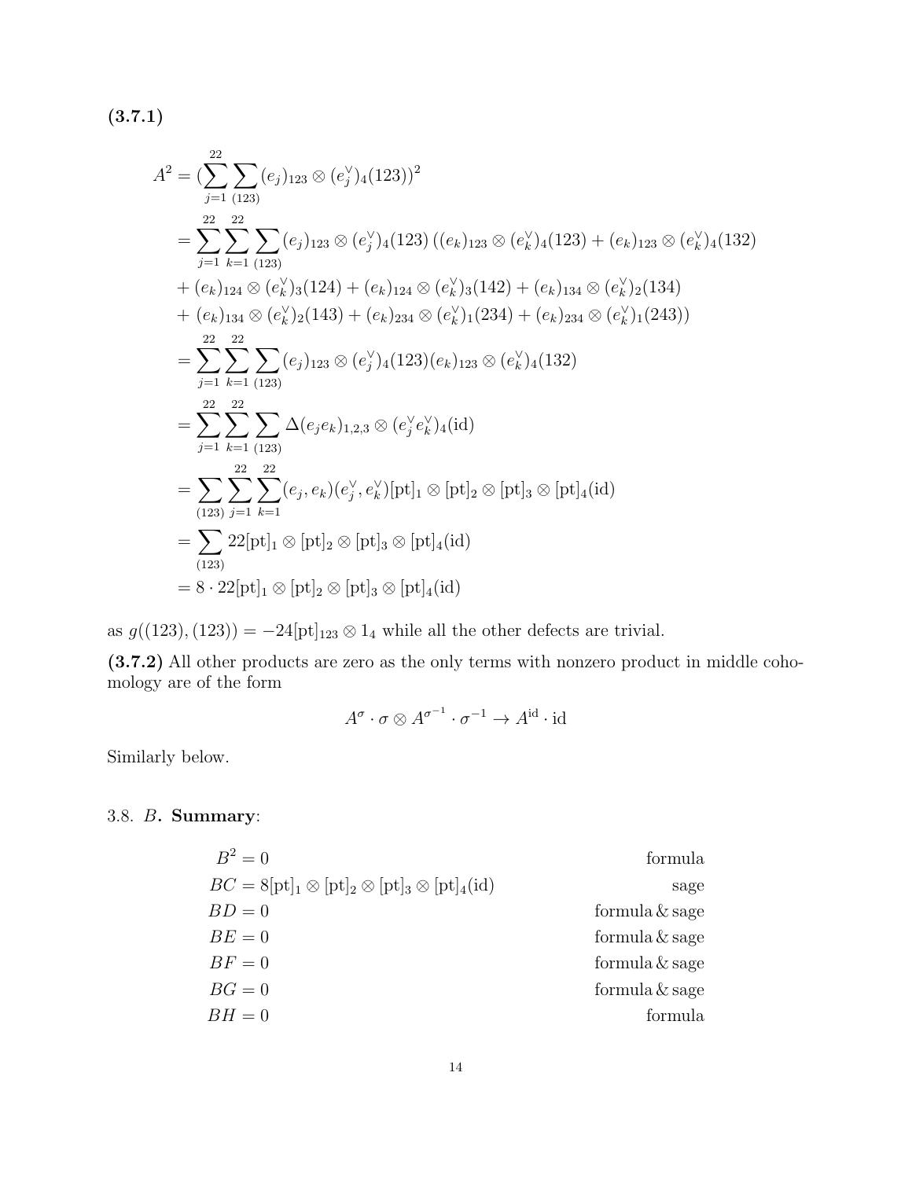**(3.7.1)**

$$
\begin{aligned}
A^2 &= \Big(\sum_{j=1}^{22}\sum_{(123)} (e_j)_{123}\otimes (e_j^\vee)_4(123)\Big)^2 \\
&= \sum_{j=1}^{22}\sum_{k=1}^{22}\sum_{(123)} (e_j)_{123}\otimes (e_j^\vee)_4(123)\,\big((e_k)_{123}\otimes (e_k^\vee)_4(123) + (e_k)_{123}\otimes (e_k^\vee)_4(132) \\
&\quad + (e_k)_{124}\otimes (e_k^\vee)_3(124) + (e_k)_{124}\otimes (e_k^\vee)_3(142) + (e_k)_{134}\otimes (e_k^\vee)_2(134) \\
&\quad + (e_k)_{134}\otimes (e_k^\vee)_2(143) + (e_k)_{234}\otimes (e_k^\vee)_1(234) + (e_k)_{234}\otimes (e_k^\vee)_1(243)\big) \\
&= \sum_{j=1}^{22}\sum_{k=1}^{22}\sum_{(123)} (e_j)_{123}\otimes (e_j^\vee)_4(123)(e_k)_{123}\otimes (e_k^\vee)_4(132) \\
&= \sum_{j=1}^{22}\sum_{k=1}^{22}\sum_{(123)} \Delta(e_je_k)_{1,2,3}\otimes (e_j^\vee e_k^\vee)_4(\mathrm{id}) \\
&= \sum_{(123)}\sum_{j=1}^{22}\sum_{k=1}^{22} (e_j,e_k)(e_j^\vee,e_k^\vee)[\mathrm{pt}]_1\otimes[\mathrm{pt}]_2\otimes[\mathrm{pt}]_3\otimes[\mathrm{pt}]_4(\mathrm{id}) \\
&= \sum_{(123)} 22[\mathrm{pt}]_1\otimes[\mathrm{pt}]_2\otimes[\mathrm{pt}]_3\otimes[\mathrm{pt}]_4(\mathrm{id}) \\
&= 8\cdot 22[\mathrm{pt}]_1\otimes[\mathrm{pt}]_2\otimes[\mathrm{pt}]_3\otimes[\mathrm{pt}]_4(\mathrm{id})
\end{aligned}
$$

as $g((123),(123)) = -24[\mathrm{pt}]_{123}\otimes 1_4$ while all the other defects are trivial.

**(3.7.2)** All other products are zero as the only terms with nonzero product in middle cohomology are of the form

$$
A^\sigma\cdot\sigma\otimes A^{\sigma^{-1}}\cdot\sigma^{-1}\to A^{\mathrm{id}}\cdot\mathrm{id}
$$

Similarly below.

3.8. $B$. **Summary**:

| | |
|---|---|
| $B^2 = 0$ | formula |
| $BC = 8[\mathrm{pt}]_1\otimes[\mathrm{pt}]_2\otimes[\mathrm{pt}]_3\otimes[\mathrm{pt}]_4(\mathrm{id})$ | sage |
| $BD = 0$ | formula & sage |
| $BE = 0$ | formula & sage |
| $BF = 0$ | formula & sage |
| $BG = 0$ | formula & sage |
| $BH = 0$ | formula |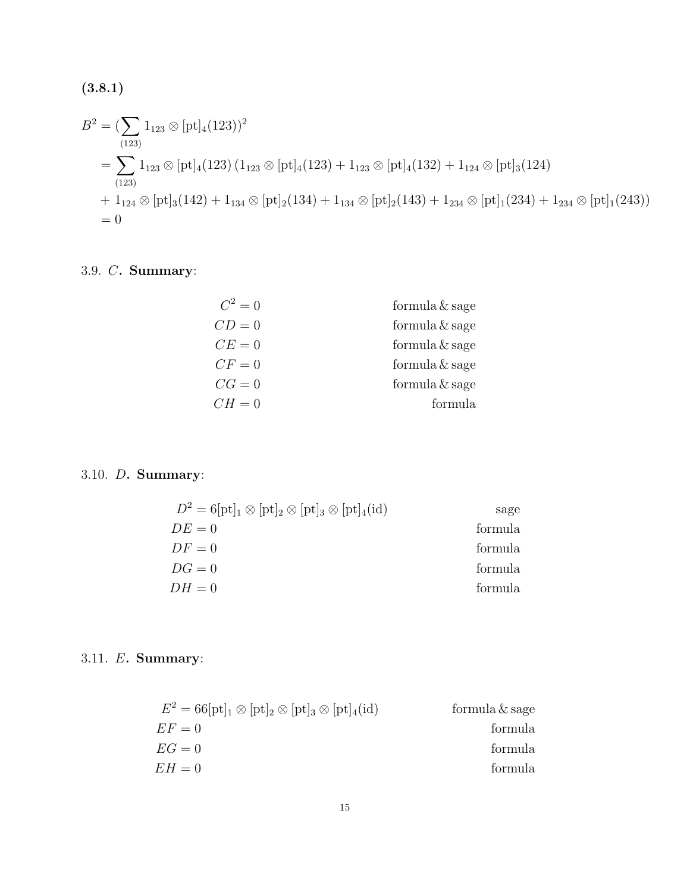**(3.8.1)**

$$
\begin{aligned}
B^2 &= \Big(\sum_{(123)} 1_{123} \otimes [\mathrm{pt}]_4(123)\Big)^2 \\
&= \sum_{(123)} 1_{123} \otimes [\mathrm{pt}]_4(123)\,(1_{123} \otimes [\mathrm{pt}]_4(123) + 1_{123} \otimes [\mathrm{pt}]_4(132) + 1_{124} \otimes [\mathrm{pt}]_3(124) \\
&+ 1_{124} \otimes [\mathrm{pt}]_3(142) + 1_{134} \otimes [\mathrm{pt}]_2(134) + 1_{134} \otimes [\mathrm{pt}]_2(143) + 1_{234} \otimes [\mathrm{pt}]_1(234) + 1_{234} \otimes [\mathrm{pt}]_1(243)) \\
&= 0
\end{aligned}
$$

3.9. $C$. **Summary**:

| | |
|---|---|
| $C^2 = 0$ | formula & sage |
| $CD = 0$ | formula & sage |
| $CE = 0$ | formula & sage |
| $CF = 0$ | formula & sage |
| $CG = 0$ | formula & sage |
| $CH = 0$ | formula |

3.10. $D$. **Summary**:

| | |
|---|---|
| $D^2 = 6[\mathrm{pt}]_1 \otimes [\mathrm{pt}]_2 \otimes [\mathrm{pt}]_3 \otimes [\mathrm{pt}]_4(\mathrm{id})$ | sage |
| $DE = 0$ | formula |
| $DF = 0$ | formula |
| $DG = 0$ | formula |
| $DH = 0$ | formula |

3.11. $E$. **Summary**:

| | |
|---|---|
| $E^2 = 66[\mathrm{pt}]_1 \otimes [\mathrm{pt}]_2 \otimes [\mathrm{pt}]_3 \otimes [\mathrm{pt}]_4(\mathrm{id})$ | formula & sage |
| $EF = 0$ | formula |
| $EG = 0$ | formula |
| $EH = 0$ | formula |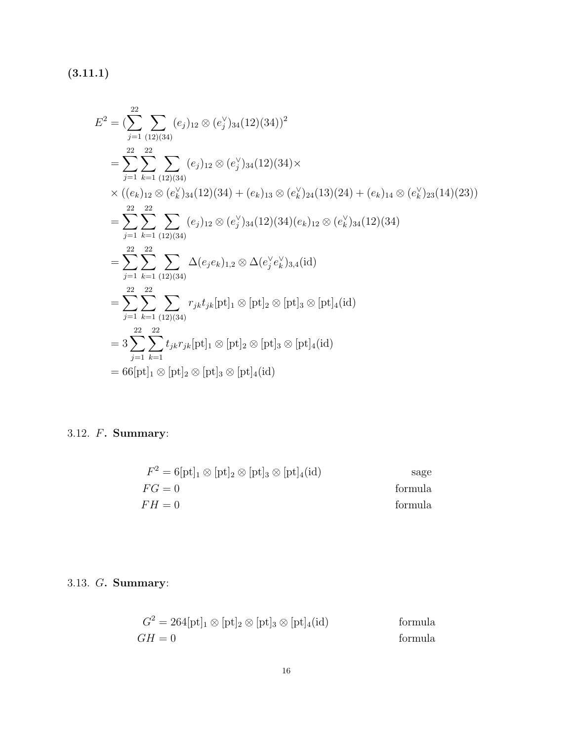**(3.11.1)**

$$
\begin{aligned}
E^2 &= \Big(\sum_{j=1}^{22} \sum_{(12)(34)} (e_j)_{12} \otimes (e_j^\vee)_{34}(12)(34)\Big)^2 \\
&= \sum_{j=1}^{22} \sum_{k=1}^{22} \sum_{(12)(34)} (e_j)_{12} \otimes (e_j^\vee)_{34}(12)(34) \times \\
&\times ((e_k)_{12} \otimes (e_k^\vee)_{34}(12)(34) + (e_k)_{13} \otimes (e_k^\vee)_{24}(13)(24) + (e_k)_{14} \otimes (e_k^\vee)_{23}(14)(23)) \\
&= \sum_{j=1}^{22} \sum_{k=1}^{22} \sum_{(12)(34)} (e_j)_{12} \otimes (e_j^\vee)_{34}(12)(34)(e_k)_{12} \otimes (e_k^\vee)_{34}(12)(34) \\
&= \sum_{j=1}^{22} \sum_{k=1}^{22} \sum_{(12)(34)} \Delta(e_j e_k)_{1,2} \otimes \Delta(e_j^\vee e_k^\vee)_{3,4}(\mathrm{id}) \\
&= \sum_{j=1}^{22} \sum_{k=1}^{22} \sum_{(12)(34)} r_{jk} t_{jk} [\mathrm{pt}]_1 \otimes [\mathrm{pt}]_2 \otimes [\mathrm{pt}]_3 \otimes [\mathrm{pt}]_4(\mathrm{id}) \\
&= 3 \sum_{j=1}^{22} \sum_{k=1}^{22} t_{jk} r_{jk} [\mathrm{pt}]_1 \otimes [\mathrm{pt}]_2 \otimes [\mathrm{pt}]_3 \otimes [\mathrm{pt}]_4(\mathrm{id}) \\
&= 66 [\mathrm{pt}]_1 \otimes [\mathrm{pt}]_2 \otimes [\mathrm{pt}]_3 \otimes [\mathrm{pt}]_4(\mathrm{id})
\end{aligned}
$$

3.12. $F$. **Summary**:

$$F^2 = 6[\mathrm{pt}]_1 \otimes [\mathrm{pt}]_2 \otimes [\mathrm{pt}]_3 \otimes [\mathrm{pt}]_4(\mathrm{id}) \qquad \text{sage}$$

$$FG = 0 \qquad \text{formula}$$

$$FH = 0 \qquad \text{formula}$$

3.13. $G$. **Summary**:

$$G^2 = 264[\mathrm{pt}]_1 \otimes [\mathrm{pt}]_2 \otimes [\mathrm{pt}]_3 \otimes [\mathrm{pt}]_4(\mathrm{id}) \qquad \text{formula}$$

$$GH = 0 \qquad \text{formula}$$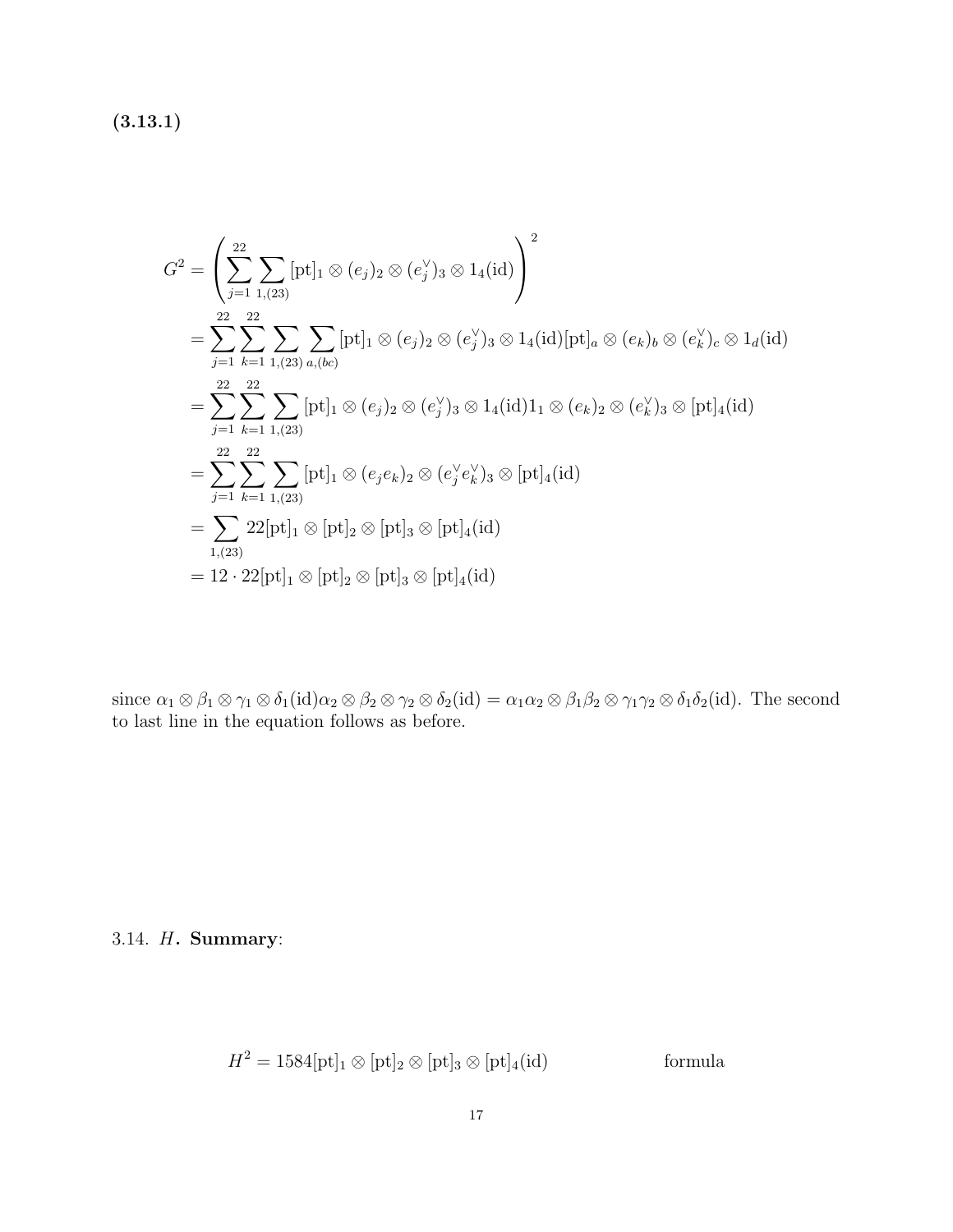**(3.13.1)**

$$
\begin{aligned}
G^2 &= \left( \sum_{j=1}^{22} \sum_{1,(23)} [\mathrm{pt}]_1 \otimes (e_j)_2 \otimes (e_j^\vee)_3 \otimes 1_4(\mathrm{id}) \right)^2 \\
&= \sum_{j=1}^{22} \sum_{k=1}^{22} \sum_{1,(23)} \sum_{a,(bc)} [\mathrm{pt}]_1 \otimes (e_j)_2 \otimes (e_j^\vee)_3 \otimes 1_4(\mathrm{id}) [\mathrm{pt}]_a \otimes (e_k)_b \otimes (e_k^\vee)_c \otimes 1_d(\mathrm{id}) \\
&= \sum_{j=1}^{22} \sum_{k=1}^{22} \sum_{1,(23)} [\mathrm{pt}]_1 \otimes (e_j)_2 \otimes (e_j^\vee)_3 \otimes 1_4(\mathrm{id}) 1_1 \otimes (e_k)_2 \otimes (e_k^\vee)_3 \otimes [\mathrm{pt}]_4(\mathrm{id}) \\
&= \sum_{j=1}^{22} \sum_{k=1}^{22} \sum_{1,(23)} [\mathrm{pt}]_1 \otimes (e_j e_k)_2 \otimes (e_j^\vee e_k^\vee)_3 \otimes [\mathrm{pt}]_4(\mathrm{id}) \\
&= \sum_{1,(23)} 22 [\mathrm{pt}]_1 \otimes [\mathrm{pt}]_2 \otimes [\mathrm{pt}]_3 \otimes [\mathrm{pt}]_4(\mathrm{id}) \\
&= 12 \cdot 22 [\mathrm{pt}]_1 \otimes [\mathrm{pt}]_2 \otimes [\mathrm{pt}]_3 \otimes [\mathrm{pt}]_4(\mathrm{id})
\end{aligned}
$$

since $\alpha_1 \otimes \beta_1 \otimes \gamma_1 \otimes \delta_1(\mathrm{id}) \alpha_2 \otimes \beta_2 \otimes \gamma_2 \otimes \delta_2(\mathrm{id}) = \alpha_1\alpha_2 \otimes \beta_1\beta_2 \otimes \gamma_1\gamma_2 \otimes \delta_1\delta_2(\mathrm{id})$. The second to last line in the equation follows as before.

3.14. $H$. **Summary**:

$$H^2 = 1584 [\mathrm{pt}]_1 \otimes [\mathrm{pt}]_2 \otimes [\mathrm{pt}]_3 \otimes [\mathrm{pt}]_4(\mathrm{id}) \qquad \text{formula}$$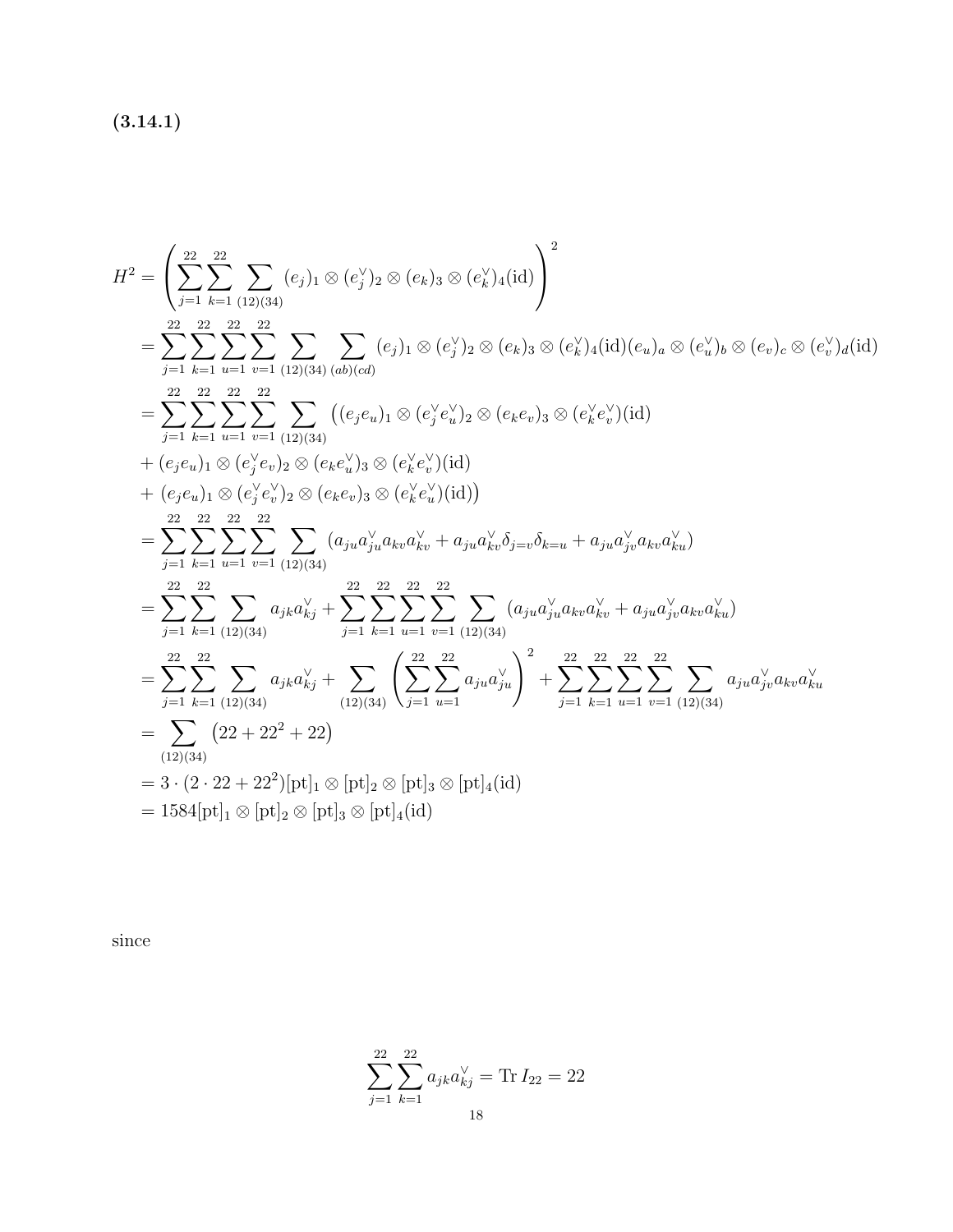**(3.14.1)**

$$
\begin{aligned}
H^2 &= \left( \sum_{j=1}^{22} \sum_{k=1}^{22} \sum_{(12)(34)} (e_j)_1 \otimes (e_j^\vee)_2 \otimes (e_k)_3 \otimes (e_k^\vee)_4(\mathrm{id}) \right)^2 \\
&= \sum_{j=1}^{22} \sum_{k=1}^{22} \sum_{u=1}^{22} \sum_{v=1}^{22} \sum_{(12)(34)} \sum_{(ab)(cd)} (e_j)_1 \otimes (e_j^\vee)_2 \otimes (e_k)_3 \otimes (e_k^\vee)_4(\mathrm{id}) (e_u)_a \otimes (e_u^\vee)_b \otimes (e_v)_c \otimes (e_v^\vee)_d(\mathrm{id}) \\
&= \sum_{j=1}^{22} \sum_{k=1}^{22} \sum_{u=1}^{22} \sum_{v=1}^{22} \sum_{(12)(34)} \big( (e_j e_u)_1 \otimes (e_j^\vee e_u^\vee)_2 \otimes (e_k e_v)_3 \otimes (e_k^\vee e_v^\vee)(\mathrm{id}) \\
&+ (e_j e_u)_1 \otimes (e_j^\vee e_v)_2 \otimes (e_k e_u^\vee)_3 \otimes (e_k^\vee e_v^\vee)(\mathrm{id}) \\
&+ (e_j e_u)_1 \otimes (e_j^\vee e_v^\vee)_2 \otimes (e_k e_v)_3 \otimes (e_k^\vee e_u^\vee)(\mathrm{id}) \big) \\
&= \sum_{j=1}^{22} \sum_{k=1}^{22} \sum_{u=1}^{22} \sum_{v=1}^{22} \sum_{(12)(34)} (a_{ju} a_{ju}^\vee a_{kv} a_{kv}^\vee + a_{ju} a_{kv}^\vee \delta_{j=v} \delta_{k=u} + a_{ju} a_{jv}^\vee a_{kv} a_{ku}^\vee) \\
&= \sum_{j=1}^{22} \sum_{k=1}^{22} \sum_{(12)(34)} a_{jk} a_{kj}^\vee + \sum_{j=1}^{22} \sum_{k=1}^{22} \sum_{u=1}^{22} \sum_{v=1}^{22} \sum_{(12)(34)} (a_{ju} a_{ju}^\vee a_{kv} a_{kv}^\vee + a_{ju} a_{jv}^\vee a_{kv} a_{ku}^\vee) \\
&= \sum_{j=1}^{22} \sum_{k=1}^{22} \sum_{(12)(34)} a_{jk} a_{kj}^\vee + \sum_{(12)(34)} \left( \sum_{j=1}^{22} \sum_{u=1}^{22} a_{ju} a_{ju}^\vee \right)^2 + \sum_{j=1}^{22} \sum_{k=1}^{22} \sum_{u=1}^{22} \sum_{v=1}^{22} \sum_{(12)(34)} a_{ju} a_{jv}^\vee a_{kv} a_{ku}^\vee \\
&= \sum_{(12)(34)} \left( 22 + 22^2 + 22 \right) \\
&= 3 \cdot (2 \cdot 22 + 22^2) [\mathrm{pt}]_1 \otimes [\mathrm{pt}]_2 \otimes [\mathrm{pt}]_3 \otimes [\mathrm{pt}]_4(\mathrm{id}) \\
&= 1584 [\mathrm{pt}]_1 \otimes [\mathrm{pt}]_2 \otimes [\mathrm{pt}]_3 \otimes [\mathrm{pt}]_4(\mathrm{id})
\end{aligned}
$$

since

$$
\sum_{j=1}^{22} \sum_{k=1}^{22} a_{jk} a_{kj}^\vee = \mathrm{Tr}\, I_{22} = 22
$$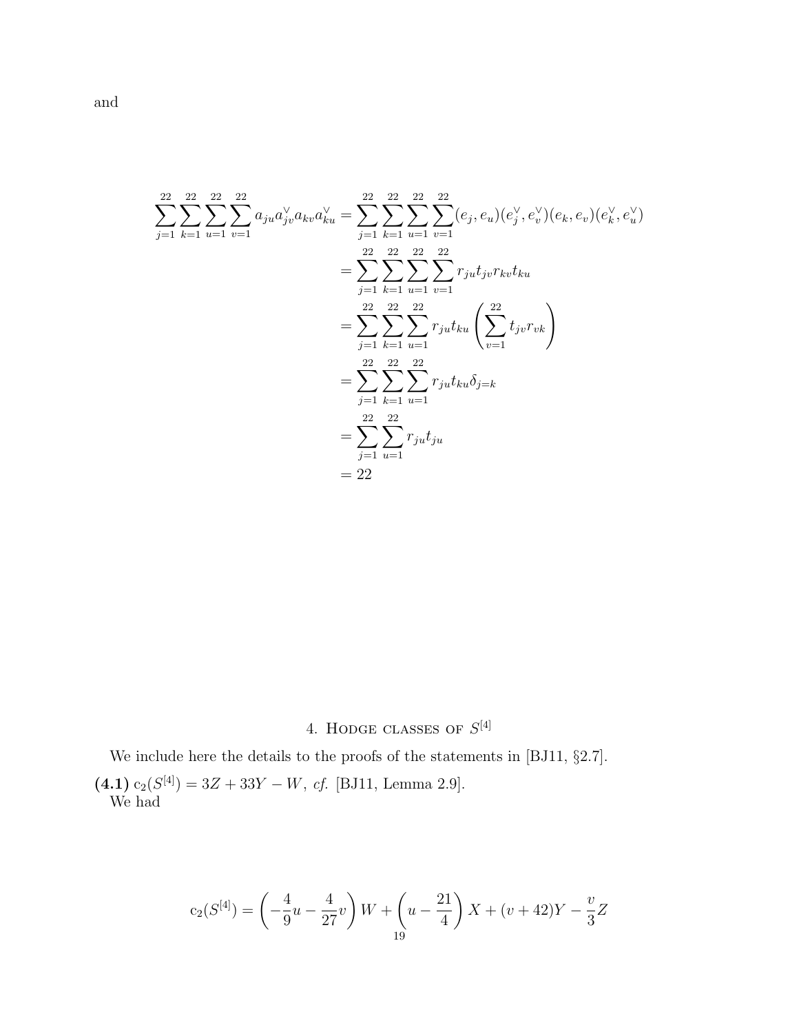and

$$
\begin{aligned}
\sum_{j=1}^{22}\sum_{k=1}^{22}\sum_{u=1}^{22}\sum_{v=1}^{22} a_{ju}a^{\vee}_{jv}a_{kv}a^{\vee}_{ku} &= \sum_{j=1}^{22}\sum_{k=1}^{22}\sum_{u=1}^{22}\sum_{v=1}^{22}(e_j,e_u)(e^{\vee}_j,e^{\vee}_v)(e_k,e_v)(e^{\vee}_k,e^{\vee}_u) \\
&= \sum_{j=1}^{22}\sum_{k=1}^{22}\sum_{u=1}^{22}\sum_{v=1}^{22} r_{ju}t_{jv}r_{kv}t_{ku} \\
&= \sum_{j=1}^{22}\sum_{k=1}^{22}\sum_{u=1}^{22} r_{ju}t_{ku}\left(\sum_{v=1}^{22} t_{jv}r_{vk}\right) \\
&= \sum_{j=1}^{22}\sum_{k=1}^{22}\sum_{u=1}^{22} r_{ju}t_{ku}\delta_{j=k} \\
&= \sum_{j=1}^{22}\sum_{u=1}^{22} r_{ju}t_{ju} \\
&= 22
\end{aligned}
$$

## 4. Hodge classes of $S^{[4]}$

We include here the details to the proofs of the statements in [BJ11, §2.7].

**(4.1)** $\mathrm{c}_2(S^{[4]}) = 3Z + 33Y - W$, *cf.* [BJ11, Lemma 2.9].
We had

$$
\mathrm{c}_2(S^{[4]}) = \left(-\frac{4}{9}u - \frac{4}{27}v\right)W + \left(u - \frac{21}{4}\right)X + (v+42)Y - \frac{v}{3}Z
$$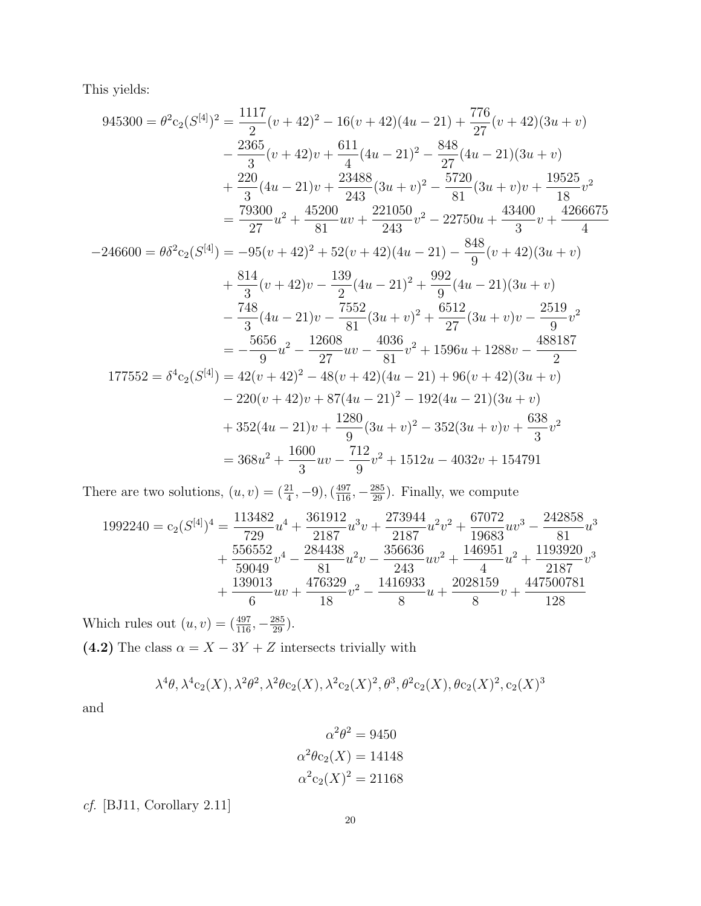This yields:

$$
\begin{aligned}
945300 = \theta^2 \mathrm{c}_2(S^{[4]})^2 &= \frac{1117}{2}(v+42)^2 - 16(v+42)(4u-21) + \frac{776}{27}(v+42)(3u+v) \\
&\quad - \frac{2365}{3}(v+42)v + \frac{611}{4}(4u-21)^2 - \frac{848}{27}(4u-21)(3u+v) \\
&\quad + \frac{220}{3}(4u-21)v + \frac{23488}{243}(3u+v)^2 - \frac{5720}{81}(3u+v)v + \frac{19525}{18}v^2 \\
&= \frac{79300}{27}u^2 + \frac{45200}{81}uv + \frac{221050}{243}v^2 - 22750u + \frac{43400}{3}v + \frac{4266675}{4} \\
-246600 = \theta\delta^2 \mathrm{c}_2(S^{[4]}) &= -95(v+42)^2 + 52(v+42)(4u-21) - \frac{848}{9}(v+42)(3u+v) \\
&\quad + \frac{814}{3}(v+42)v - \frac{139}{2}(4u-21)^2 + \frac{992}{9}(4u-21)(3u+v) \\
&\quad - \frac{748}{3}(4u-21)v - \frac{7552}{81}(3u+v)^2 + \frac{6512}{27}(3u+v)v - \frac{2519}{9}v^2 \\
&= -\frac{5656}{9}u^2 - \frac{12608}{27}uv - \frac{4036}{81}v^2 + 1596u + 1288v - \frac{488187}{2} \\
177552 = \delta^4 \mathrm{c}_2(S^{[4]}) &= 42(v+42)^2 - 48(v+42)(4u-21) + 96(v+42)(3u+v) \\
&\quad - 220(v+42)v + 87(4u-21)^2 - 192(4u-21)(3u+v) \\
&\quad + 352(4u-21)v + \frac{1280}{9}(3u+v)^2 - 352(3u+v)v + \frac{638}{3}v^2 \\
&= 368u^2 + \frac{1600}{3}uv - \frac{712}{9}v^2 + 1512u - 4032v + 154791
\end{aligned}
$$

There are two solutions, $(u,v) = (\frac{21}{4}, -9), (\frac{497}{116}, -\frac{285}{29})$. Finally, we compute

$$
\begin{aligned}
1992240 = \mathrm{c}_2(S^{[4]})^4 &= \frac{113482}{729}u^4 + \frac{361912}{2187}u^3v + \frac{273944}{2187}u^2v^2 + \frac{67072}{19683}uv^3 - \frac{242858}{81}u^3 \\
&\quad + \frac{556552}{59049}v^4 - \frac{284438}{81}u^2v - \frac{356636}{243}uv^2 + \frac{146951}{4}u^2 + \frac{1193920}{2187}v^3 \\
&\quad + \frac{139013}{6}uv + \frac{476329}{18}v^2 - \frac{1416933}{8}u + \frac{2028159}{8}v + \frac{447500781}{128}
\end{aligned}
$$

Which rules out $(u,v) = (\frac{497}{116}, -\frac{285}{29})$.

**(4.2)** The class $\alpha = X - 3Y + Z$ intersects trivially with

$$\lambda^4\theta, \lambda^4\mathrm{c}_2(X), \lambda^2\theta^2, \lambda^2\theta\mathrm{c}_2(X), \lambda^2\mathrm{c}_2(X)^2, \theta^3, \theta^2\mathrm{c}_2(X), \theta\mathrm{c}_2(X)^2, \mathrm{c}_2(X)^3$$

and

$$
\begin{aligned}
\alpha^2\theta^2 &= 9450 \\
\alpha^2\theta\mathrm{c}_2(X) &= 14148 \\
\alpha^2\mathrm{c}_2(X)^2 &= 21168
\end{aligned}
$$

*cf.* [BJ11, Corollary 2.11]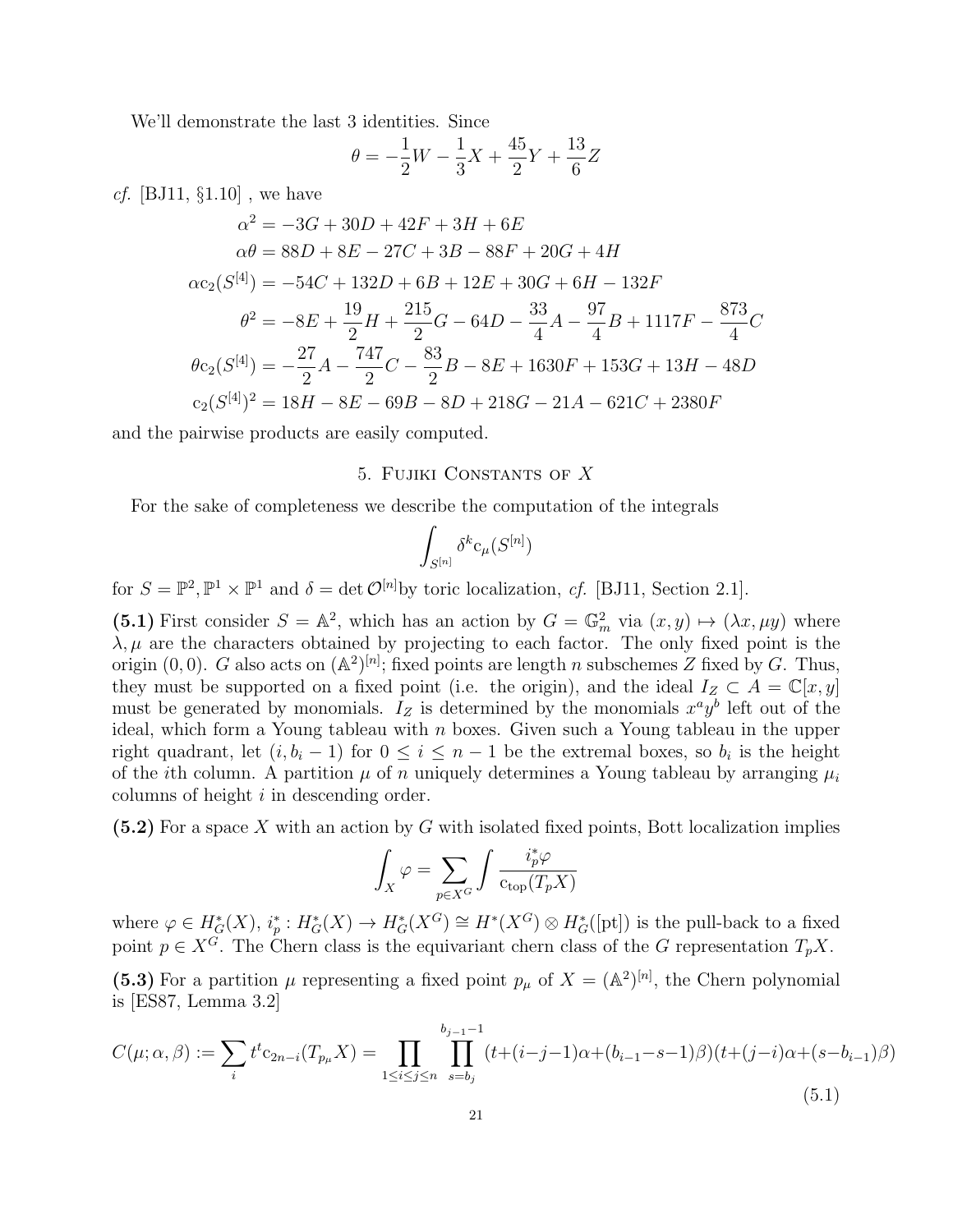We'll demonstrate the last 3 identities. Since

$$\theta = -\frac{1}{2}W - \frac{1}{3}X + \frac{45}{2}Y + \frac{13}{6}Z$$

*cf.* [BJ11, §1.10] , we have

$$\begin{aligned}
\alpha^2 &= -3G + 30D + 42F + 3H + 6E \\
\alpha\theta &= 88D + 8E - 27C + 3B - 88F + 20G + 4H \\
\alpha \mathrm{c}_2(S^{[4]}) &= -54C + 132D + 6B + 12E + 30G + 6H - 132F \\
\theta^2 &= -8E + \frac{19}{2}H + \frac{215}{2}G - 64D - \frac{33}{4}A - \frac{97}{4}B + 1117F - \frac{873}{4}C \\
\theta \mathrm{c}_2(S^{[4]}) &= -\frac{27}{2}A - \frac{747}{2}C - \frac{83}{2}B - 8E + 1630F + 153G + 13H - 48D \\
\mathrm{c}_2(S^{[4]})^2 &= 18H - 8E - 69B - 8D + 218G - 21A - 621C + 2380F
\end{aligned}$$

and the pairwise products are easily computed.

## 5. Fujiki Constants of $X$

For the sake of completeness we describe the computation of the integrals

$$\int_{S^{[n]}} \delta^k \mathrm{c}_\mu(S^{[n]})$$

for $S = \mathbb{P}^2, \mathbb{P}^1 \times \mathbb{P}^1$ and $\delta = \det \mathcal{O}^{[n]}$by toric localization, *cf.* [BJ11, Section 2.1].

**(5.1)** First consider $S = \mathbb{A}^2$, which has an action by $G = \mathbb{G}_m^2$ via $(x, y) \mapsto (\lambda x, \mu y)$ where $\lambda, \mu$ are the characters obtained by projecting to each factor. The only fixed point is the origin $(0, 0)$. $G$ also acts on $(\mathbb{A}^2)^{[n]}$; fixed points are length $n$ subschemes $Z$ fixed by $G$. Thus, they must be supported on a fixed point (i.e. the origin), and the ideal $I_Z \subset A = \mathbb{C}[x, y]$ must be generated by monomials. $I_Z$ is determined by the monomials $x^a y^b$ left out of the ideal, which form a Young tableau with $n$ boxes. Given such a Young tableau in the upper right quadrant, let $(i, b_i - 1)$ for $0 \leq i \leq n-1$ be the extremal boxes, so $b_i$ is the height of the $i$th column. A partition $\mu$ of $n$ uniquely determines a Young tableau by arranging $\mu_i$ columns of height $i$ in descending order.

**(5.2)** For a space $X$ with an action by $G$ with isolated fixed points, Bott localization implies

$$\int_X \varphi = \sum_{p \in X^G} \int \frac{i_p^* \varphi}{\mathrm{c}_{\mathrm{top}}(T_p X)}$$

where $\varphi \in H_G^*(X)$, $i_p^* : H_G^*(X) \to H_G^*(X^G) \cong H^*(X^G) \otimes H_G^*([\mathrm{pt}])$ is the pull-back to a fixed point $p \in X^G$. The Chern class is the equivariant chern class of the $G$ representation $T_p X$.

**(5.3)** For a partition $\mu$ representing a fixed point $p_\mu$ of $X = (\mathbb{A}^2)^{[n]}$, the Chern polynomial is [ES87, Lemma 3.2]

$$C(\mu; \alpha, \beta) := \sum_i t^t \mathrm{c}_{2n-i}(T_{p_\mu} X) = \prod_{1 \leq i \leq j \leq n} \prod_{s=b_j}^{b_{j-1}-1} (t + (i-j-1)\alpha + (b_{i-1} - s - 1)\beta)(t + (j-i)\alpha + (s - b_{i-1})\beta) \tag{5.1}$$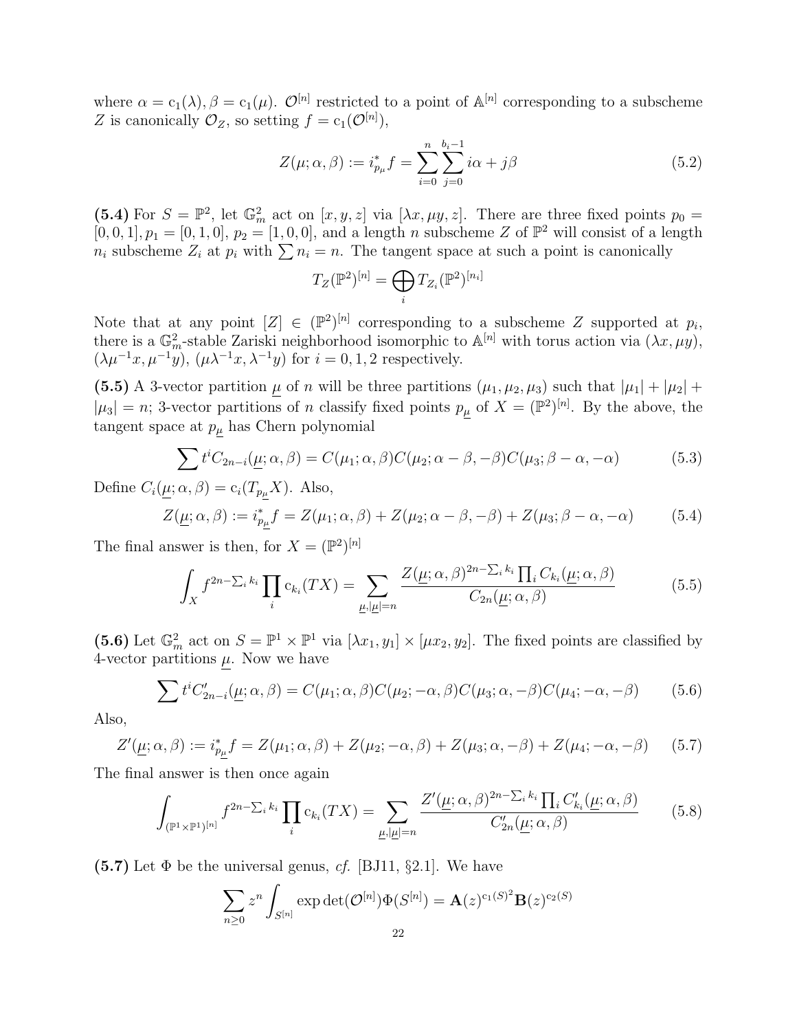where $\alpha = \mathrm{c}_1(\lambda), \beta = \mathrm{c}_1(\mu)$. $\mathcal{O}^{[n]}$ restricted to a point of $\mathbb{A}^{[n]}$ corresponding to a subscheme $Z$ is canonically $\mathcal{O}_Z$, so setting $f = \mathrm{c}_1(\mathcal{O}^{[n]})$,

$$Z(\mu;\alpha,\beta) := i_{p_\mu}^* f = \sum_{i=0}^{n}\sum_{j=0}^{b_i-1} i\alpha + j\beta \tag{5.2}$$

**(5.4)** For $S = \mathbb{P}^2$, let $\mathbb{G}_m^2$ act on $[x,y,z]$ via $[\lambda x, \mu y, z]$. There are three fixed points $p_0 = [0,0,1], p_1 = [0,1,0]$, $p_2 = [1,0,0]$, and a length $n$ subscheme $Z$ of $\mathbb{P}^2$ will consist of a length $n_i$ subscheme $Z_i$ at $p_i$ with $\sum n_i = n$. The tangent space at such a point is canonically

$$T_Z(\mathbb{P}^2)^{[n]} = \bigoplus_i T_{Z_i}(\mathbb{P}^2)^{[n_i]}$$

Note that at any point $[Z] \in (\mathbb{P}^2)^{[n]}$ corresponding to a subscheme $Z$ supported at $p_i$, there is a $\mathbb{G}_m^2$-stable Zariski neighborhood isomorphic to $\mathbb{A}^{[n]}$ with torus action via $(\lambda x, \mu y)$, $(\lambda\mu^{-1}x, \mu^{-1}y)$, $(\mu\lambda^{-1}x, \lambda^{-1}y)$ for $i = 0, 1, 2$ respectively.

**(5.5)** A 3-vector partition $\underline{\mu}$ of $n$ will be three partitions $(\mu_1, \mu_2, \mu_3)$ such that $|\mu_1| + |\mu_2| + |\mu_3| = n$; 3-vector partitions of $n$ classify fixed points $p_{\underline{\mu}}$ of $X = (\mathbb{P}^2)^{[n]}$. By the above, the tangent space at $p_{\underline{\mu}}$ has Chern polynomial

$$\sum t^i C_{2n-i}(\underline{\mu};\alpha,\beta) = C(\mu_1;\alpha,\beta)C(\mu_2;\alpha-\beta,-\beta)C(\mu_3;\beta-\alpha,-\alpha) \tag{5.3}$$

Define $C_i(\underline{\mu};\alpha,\beta) = \mathrm{c}_i(T_{p_{\underline{\mu}}}X)$. Also,

$$Z(\underline{\mu};\alpha,\beta) := i_{p_{\underline{\mu}}}^* f = Z(\mu_1;\alpha,\beta) + Z(\mu_2;\alpha-\beta,-\beta) + Z(\mu_3;\beta-\alpha,-\alpha) \tag{5.4}$$

The final answer is then, for $X = (\mathbb{P}^2)^{[n]}$

$$\int_X f^{2n-\sum_i k_i}\prod_i \mathrm{c}_{k_i}(TX) = \sum_{\underline{\mu},|\underline{\mu}|=n} \frac{Z(\underline{\mu};\alpha,\beta)^{2n-\sum_i k_i}\prod_i C_{k_i}(\underline{\mu};\alpha,\beta)}{C_{2n}(\underline{\mu};\alpha,\beta)} \tag{5.5}$$

**(5.6)** Let $\mathbb{G}_m^2$ act on $S = \mathbb{P}^1 \times \mathbb{P}^1$ via $[\lambda x_1, y_1] \times [\mu x_2, y_2]$. The fixed points are classified by 4-vector partitions $\underline{\mu}$. Now we have

$$\sum t^i C'_{2n-i}(\underline{\mu};\alpha,\beta) = C(\mu_1;\alpha,\beta)C(\mu_2;-\alpha,\beta)C(\mu_3;\alpha,-\beta)C(\mu_4;-\alpha,-\beta) \tag{5.6}$$

Also,

$$Z'(\underline{\mu};\alpha,\beta) := i_{p_{\underline{\mu}}}^* f = Z(\mu_1;\alpha,\beta) + Z(\mu_2;-\alpha,\beta) + Z(\mu_3;\alpha,-\beta) + Z(\mu_4;-\alpha,-\beta) \tag{5.7}$$

The final answer is then once again

$$\int_{(\mathbb{P}^1\times\mathbb{P}^1)^{[n]}} f^{2n-\sum_i k_i}\prod_i \mathrm{c}_{k_i}(TX) = \sum_{\underline{\mu},|\underline{\mu}|=n} \frac{Z'(\underline{\mu};\alpha,\beta)^{2n-\sum_i k_i}\prod_i C'_{k_i}(\underline{\mu};\alpha,\beta)}{C'_{2n}(\underline{\mu};\alpha,\beta)} \tag{5.8}$$

**(5.7)** Let $\Phi$ be the universal genus, *cf.* [BJ11, §2.1]. We have

$$\sum_{n\geq 0} z^n \int_{S^{[n]}} \exp\det(\mathcal{O}^{[n]})\Phi(S^{[n]}) = \mathbf{A}(z)^{\mathrm{c}_1(S)^2}\mathbf{B}(z)^{\mathrm{c}_2(S)}$$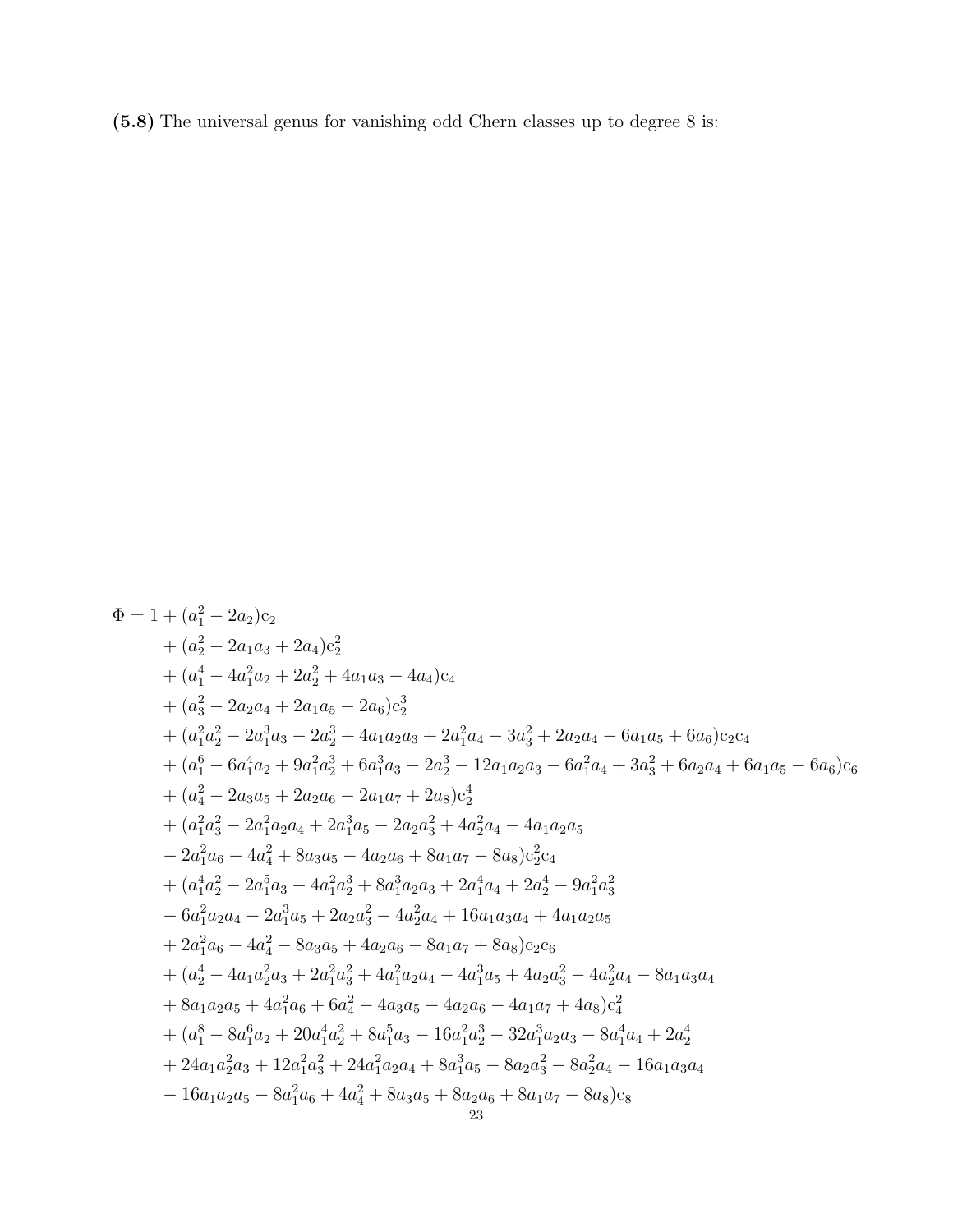**(5.8)** The universal genus for vanishing odd Chern classes up to degree 8 is:

$$
\begin{aligned}
\Phi = 1 &+ (a_1^2 - 2a_2)\mathrm{c}_2 \\
&+ (a_2^2 - 2a_1a_3 + 2a_4)\mathrm{c}_2^2 \\
&+ (a_1^4 - 4a_1^2a_2 + 2a_2^2 + 4a_1a_3 - 4a_4)\mathrm{c}_4 \\
&+ (a_3^2 - 2a_2a_4 + 2a_1a_5 - 2a_6)\mathrm{c}_2^3 \\
&+ (a_1^2a_2^2 - 2a_1^3a_3 - 2a_2^3 + 4a_1a_2a_3 + 2a_1^2a_4 - 3a_3^2 + 2a_2a_4 - 6a_1a_5 + 6a_6)\mathrm{c}_2\mathrm{c}_4 \\
&+ (a_1^6 - 6a_1^4a_2 + 9a_1^2a_2^3 + 6a_1^3a_3 - 2a_2^3 - 12a_1a_2a_3 - 6a_1^2a_4 + 3a_3^2 + 6a_2a_4 + 6a_1a_5 - 6a_6)\mathrm{c}_6 \\
&+ (a_4^2 - 2a_3a_5 + 2a_2a_6 - 2a_1a_7 + 2a_8)\mathrm{c}_2^4 \\
&+ (a_1^2a_3^2 - 2a_1^2a_2a_4 + 2a_1^3a_5 - 2a_2a_3^2 + 4a_2^2a_4 - 4a_1a_2a_5 \\
&- 2a_1^2a_6 - 4a_4^2 + 8a_3a_5 - 4a_2a_6 + 8a_1a_7 - 8a_8)\mathrm{c}_2^2\mathrm{c}_4 \\
&+ (a_1^4a_2^2 - 2a_1^5a_3 - 4a_1^2a_2^3 + 8a_1^3a_2a_3 + 2a_1^4a_4 + 2a_2^4 - 9a_1^2a_3^2 \\
&- 6a_1^2a_2a_4 - 2a_1^3a_5 + 2a_2a_3^2 - 4a_2^2a_4 + 16a_1a_3a_4 + 4a_1a_2a_5 \\
&+ 2a_1^2a_6 - 4a_4^2 - 8a_3a_5 + 4a_2a_6 - 8a_1a_7 + 8a_8)\mathrm{c}_2\mathrm{c}_6 \\
&+ (a_2^4 - 4a_1a_2^2a_3 + 2a_1^2a_3^2 + 4a_1^2a_2a_4 - 4a_1^3a_5 + 4a_2a_3^2 - 4a_2^2a_4 - 8a_1a_3a_4 \\
&+ 8a_1a_2a_5 + 4a_1^2a_6 + 6a_4^2 - 4a_3a_5 - 4a_2a_6 - 4a_1a_7 + 4a_8)\mathrm{c}_4^2 \\
&+ (a_1^8 - 8a_1^6a_2 + 20a_1^4a_2^2 + 8a_1^5a_3 - 16a_1^2a_2^3 - 32a_1^3a_2a_3 - 8a_1^4a_4 + 2a_2^4 \\
&+ 24a_1a_2^2a_3 + 12a_1^2a_3^2 + 24a_1^2a_2a_4 + 8a_1^3a_5 - 8a_2a_3^2 - 8a_2^2a_4 - 16a_1a_3a_4 \\
&- 16a_1a_2a_5 - 8a_1^2a_6 + 4a_4^2 + 8a_3a_5 + 8a_2a_6 + 8a_1a_7 - 8a_8)\mathrm{c}_8
\end{aligned}
$$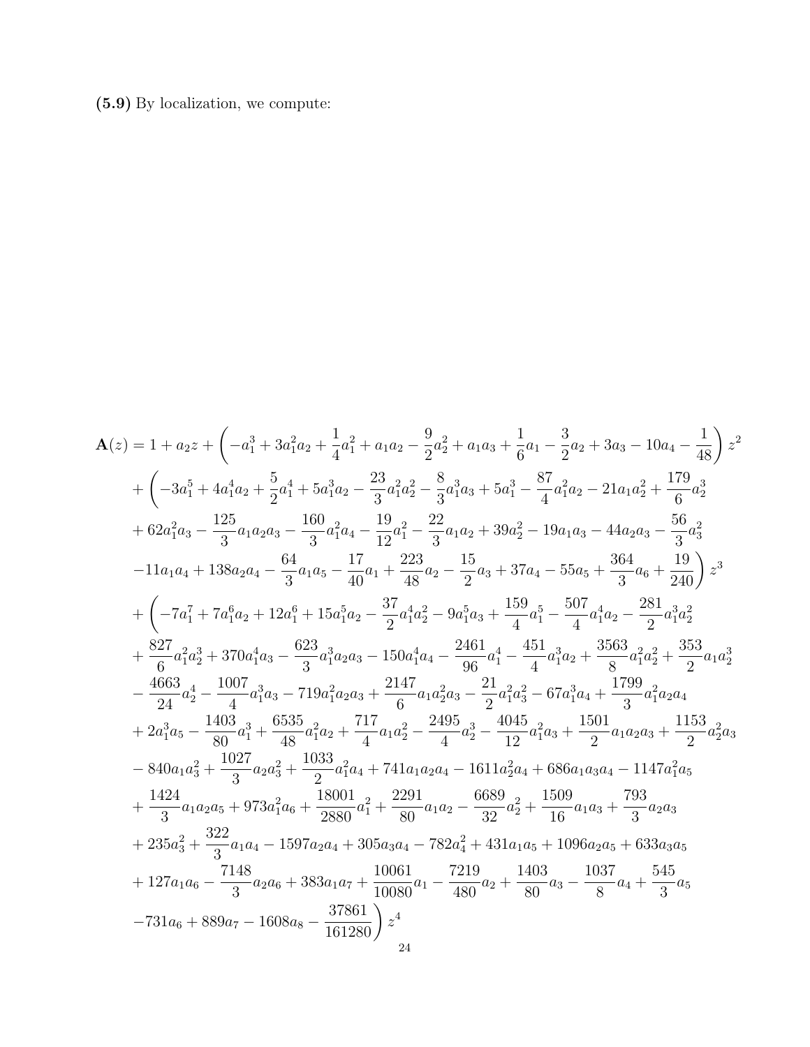**(5.9)** By localization, we compute:

$$
\begin{aligned}
\mathbf{A}(z) = 1 &+ a_2 z + \left(-a_1^3 + 3a_1^2 a_2 + \frac{1}{4}a_1^2 + a_1 a_2 - \frac{9}{2}a_2^2 + a_1 a_3 + \frac{1}{6}a_1 - \frac{3}{2}a_2 + 3a_3 - 10a_4 - \frac{1}{48}\right) z^2 \\
&+ \left(-3a_1^5 + 4a_1^4 a_2 + \frac{5}{2}a_1^4 + 5a_1^3 a_2 - \frac{23}{3}a_1^2 a_2^2 - \frac{8}{3}a_1^3 a_3 + 5a_1^3 - \frac{87}{4}a_1^2 a_2 - 21 a_1 a_2^2 + \frac{179}{6}a_2^3 \right.\\
&+ 62 a_1^2 a_3 - \frac{125}{3}a_1 a_2 a_3 - \frac{160}{3}a_1^2 a_4 - \frac{19}{12}a_1^2 - \frac{22}{3}a_1 a_2 + 39 a_2^2 - 19 a_1 a_3 - 44 a_2 a_3 - \frac{56}{3}a_3^2 \\
&\left. -11 a_1 a_4 + 138 a_2 a_4 - \frac{64}{3}a_1 a_5 - \frac{17}{40}a_1 + \frac{223}{48}a_2 - \frac{15}{2}a_3 + 37 a_4 - 55 a_5 + \frac{364}{3}a_6 + \frac{19}{240}\right) z^3 \\
&+ \left(-7a_1^7 + 7a_1^6 a_2 + 12 a_1^6 + 15 a_1^5 a_2 - \frac{37}{2}a_1^4 a_2^2 - 9a_1^5 a_3 + \frac{159}{4}a_1^5 - \frac{507}{4}a_1^4 a_2 - \frac{281}{2}a_1^3 a_2^2 \right.\\
&+ \frac{827}{6}a_1^2 a_2^3 + 370 a_1^4 a_3 - \frac{623}{3}a_1^3 a_2 a_3 - 150 a_1^4 a_4 - \frac{2461}{96}a_1^4 - \frac{451}{4}a_1^3 a_2 + \frac{3563}{8}a_1^2 a_2^2 + \frac{353}{2}a_1 a_2^3 \\
&- \frac{4663}{24}a_2^4 - \frac{1007}{4}a_1^3 a_3 - 719 a_1^2 a_2 a_3 + \frac{2147}{6}a_1 a_2^2 a_3 - \frac{21}{2}a_1^2 a_3^2 - 67 a_1^3 a_4 + \frac{1799}{3}a_1^2 a_2 a_4 \\
&+ 2a_1^3 a_5 - \frac{1403}{80}a_1^3 + \frac{6535}{48}a_1^2 a_2 + \frac{717}{4}a_1 a_2^2 - \frac{2495}{4}a_2^3 - \frac{4045}{12}a_1^2 a_3 + \frac{1501}{2}a_1 a_2 a_3 + \frac{1153}{2}a_2^2 a_3 \\
&- 840 a_1 a_3^2 + \frac{1027}{3}a_2 a_3^2 + \frac{1033}{2}a_1^2 a_4 + 741 a_1 a_2 a_4 - 1611 a_2^2 a_4 + 686 a_1 a_3 a_4 - 1147 a_1^2 a_5 \\
&+ \frac{1424}{3}a_1 a_2 a_5 + 973 a_1^2 a_6 + \frac{18001}{2880}a_1^2 + \frac{2291}{80}a_1 a_2 - \frac{6689}{32}a_2^2 + \frac{1509}{16}a_1 a_3 + \frac{793}{3}a_2 a_3 \\
&+ 235 a_3^2 + \frac{322}{3}a_1 a_4 - 1597 a_2 a_4 + 305 a_3 a_4 - 782 a_4^2 + 431 a_1 a_5 + 1096 a_2 a_5 + 633 a_3 a_5 \\
&+ 127 a_1 a_6 - \frac{7148}{3}a_2 a_6 + 383 a_1 a_7 + \frac{10061}{10080}a_1 - \frac{7219}{480}a_2 + \frac{1403}{80}a_3 - \frac{1037}{8}a_4 + \frac{545}{3}a_5 \\
&\left. -731 a_6 + 889 a_7 - 1608 a_8 - \frac{37861}{161280}\right) z^4
\end{aligned}
$$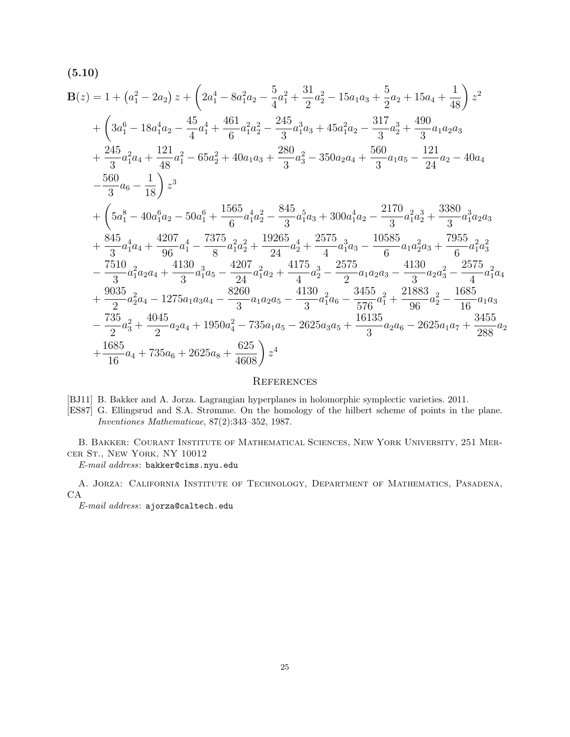**(5.10)**

$$
\begin{aligned}
\mathbf{B}(z) = 1 &+ \left(a_1^2 - 2a_2\right) z + \left(2a_1^4 - 8a_1^2 a_2 - \frac{5}{4}a_1^2 + \frac{31}{2}a_2^2 - 15a_1a_3 + \frac{5}{2}a_2 + 15a_4 + \frac{1}{48}\right) z^2 \\
&+ \left(3a_1^6 - 18a_1^4 a_2 - \frac{45}{4}a_1^4 + \frac{461}{6}a_1^2 a_2^2 - \frac{245}{3}a_1^3 a_3 + 45a_1^2 a_2 - \frac{317}{3}a_2^3 + \frac{490}{3}a_1 a_2 a_3 \right. \\
&+ \frac{245}{3}a_1^2 a_4 + \frac{121}{48}a_1^2 - 65a_2^2 + 40a_1a_3 + \frac{280}{3}a_3^2 - 350a_2a_4 + \frac{560}{3}a_1a_5 - \frac{121}{24}a_2 - 40a_4 \\
&\left. - \frac{560}{3}a_6 - \frac{1}{18}\right) z^3 \\
&+ \left(5a_1^8 - 40a_1^6 a_2 - 50a_1^6 + \frac{1565}{6}a_1^4 a_2^2 - \frac{845}{3}a_1^5 a_3 + 300a_1^4 a_2 - \frac{2170}{3}a_1^2 a_2^3 + \frac{3380}{3}a_1^3 a_2 a_3 \right. \\
&+ \frac{845}{3}a_1^4 a_4 + \frac{4207}{96}a_1^4 - \frac{7375}{8}a_1^2 a_2^2 + \frac{19265}{24}a_2^4 + \frac{2575}{4}a_1^3 a_3 - \frac{10585}{6}a_1 a_2^2 a_3 + \frac{7955}{6}a_1^2 a_3^2 \\
&- \frac{7510}{3}a_1^2 a_2 a_4 + \frac{4130}{3}a_1^3 a_5 - \frac{4207}{24}a_1^2 a_2 + \frac{4175}{4}a_2^3 - \frac{2575}{2}a_1 a_2 a_3 - \frac{4130}{3}a_2 a_3^2 - \frac{2575}{4}a_1^2 a_4 \\
&+ \frac{9035}{2}a_2^2 a_4 - 1275a_1 a_3 a_4 - \frac{8260}{3}a_1 a_2 a_5 - \frac{4130}{3}a_1^2 a_6 - \frac{3455}{576}a_1^2 + \frac{21883}{96}a_2^2 - \frac{1685}{16}a_1 a_3 \\
&- \frac{735}{2}a_3^2 + \frac{4045}{2}a_2 a_4 + 1950a_4^2 - 735a_1 a_5 - 2625a_3 a_5 + \frac{16135}{3}a_2 a_6 - 2625a_1 a_7 + \frac{3455}{288}a_2 \\
&\left. + \frac{1685}{16}a_4 + 735a_6 + 2625a_8 + \frac{625}{4608}\right) z^4
\end{aligned}
$$

## References

[BJ11] B. Bakker and A. Jorza. Lagrangian hyperplanes in holomorphic symplectic varieties. 2011.

[ES87] G. Ellingsrud and S.A. Strømme. On the homology of the hilbert scheme of points in the plane. *Inventiones Mathematicae*, 87(2):343–352, 1987.

B. Bakker: Courant Institute of Mathematical Sciences, New York University, 251 Mercer St., New York, NY 10012

*E-mail address*: bakker@cims.nyu.edu

A. Jorza: California Institute of Technology, Department of Mathematics, Pasadena, CA

*E-mail address*: ajorza@caltech.edu